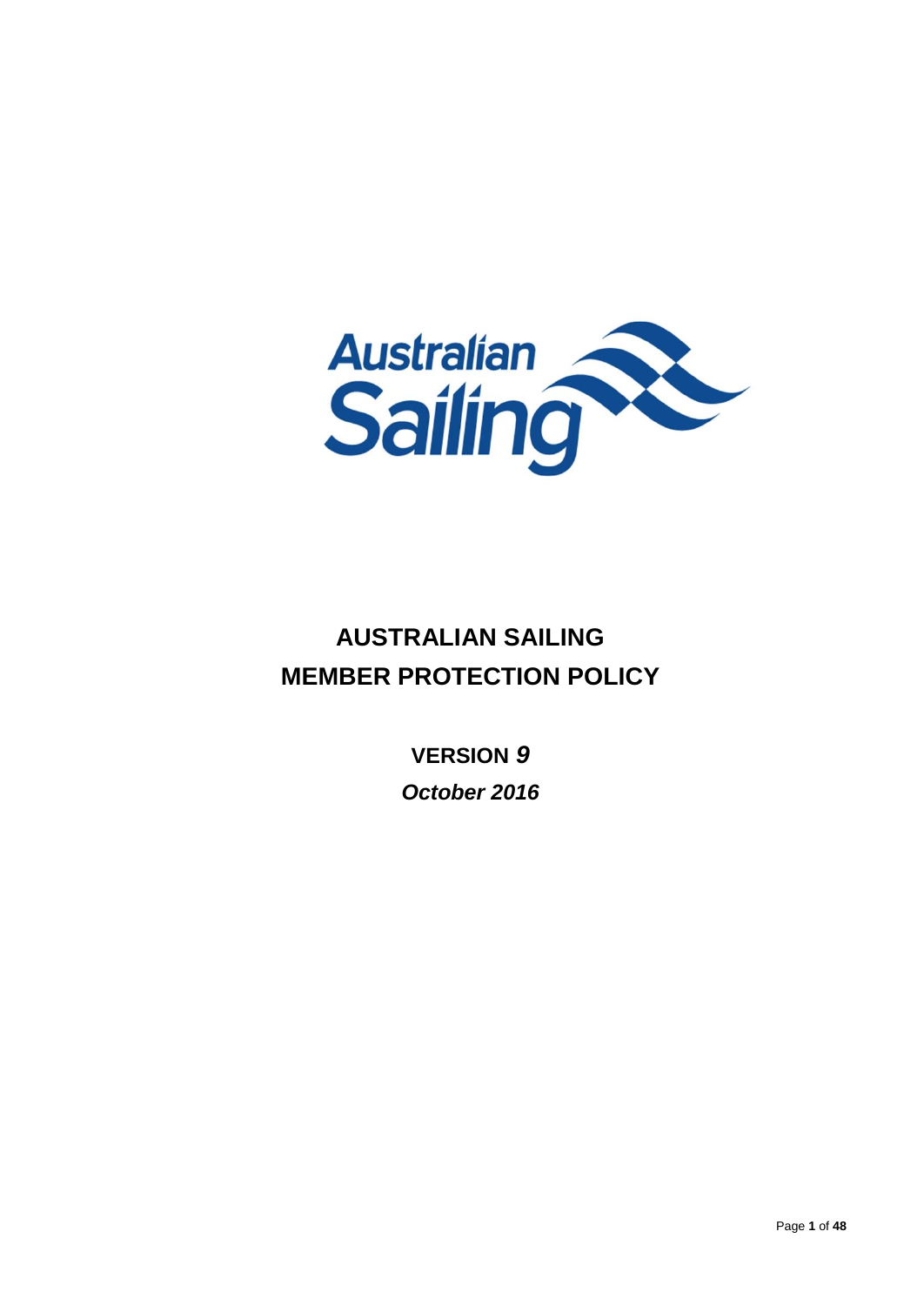# AUSTRALIAN SAILING
# MEMBER PROTECTION POLICY

**VERSION *9***

***October 2016***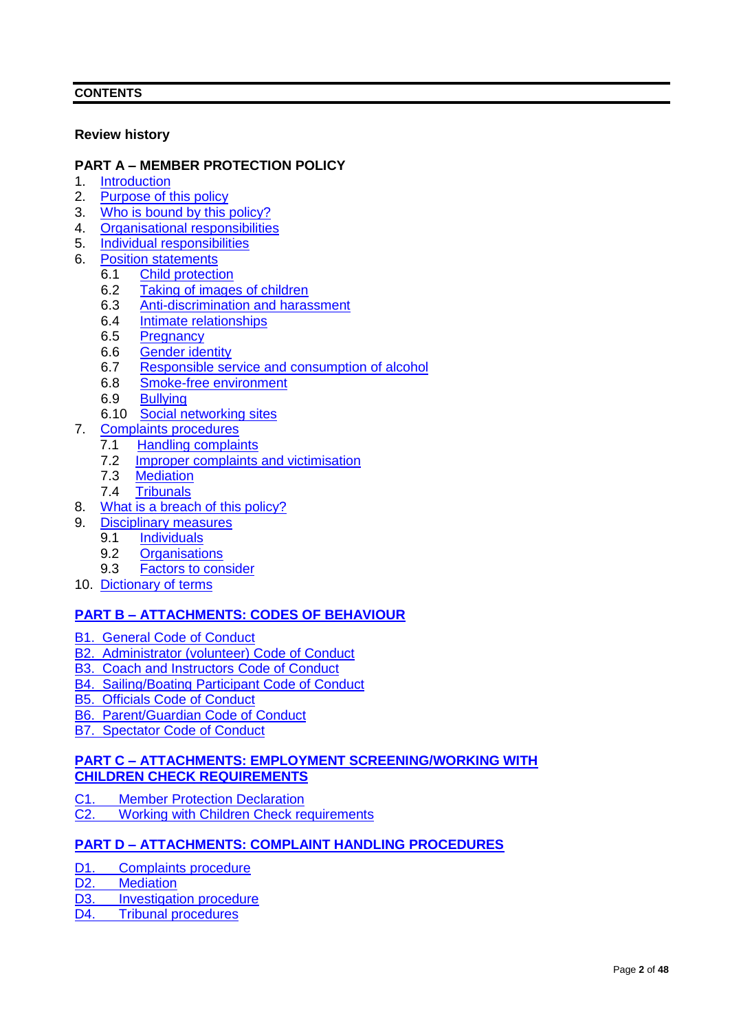## CONTENTS

**Review history**

**PART A – MEMBER PROTECTION POLICY**

1. Introduction
2. Purpose of this policy
3. Who is bound by this policy?
4. Organisational responsibilities
5. Individual responsibilities
6. Position statements
   - 6.1 Child protection
   - 6.2 Taking of images of children
   - 6.3 Anti-discrimination and harassment
   - 6.4 Intimate relationships
   - 6.5 Pregnancy
   - 6.6 Gender identity
   - 6.7 Responsible service and consumption of alcohol
   - 6.8 Smoke-free environment
   - 6.9 Bullying
   - 6.10 Social networking sites
7. Complaints procedures
   - 7.1 Handling complaints
   - 7.2 Improper complaints and victimisation
   - 7.3 Mediation
   - 7.4 Tribunals
8. What is a breach of this policy?
9. Disciplinary measures
   - 9.1 Individuals
   - 9.2 Organisations
   - 9.3 Factors to consider
10. Dictionary of terms

**PART B – ATTACHMENTS: CODES OF BEHAVIOUR**

B1. General Code of Conduct
B2. Administrator (volunteer) Code of Conduct
B3. Coach and Instructors Code of Conduct
B4. Sailing/Boating Participant Code of Conduct
B5. Officials Code of Conduct
B6. Parent/Guardian Code of Conduct
B7. Spectator Code of Conduct

**PART C – ATTACHMENTS: EMPLOYMENT SCREENING/WORKING WITH CHILDREN CHECK REQUIREMENTS**

C1. Member Protection Declaration
C2. Working with Children Check requirements

**PART D – ATTACHMENTS: COMPLAINT HANDLING PROCEDURES**

D1. Complaints procedure
D2. Mediation
D3. Investigation procedure
D4. Tribunal procedures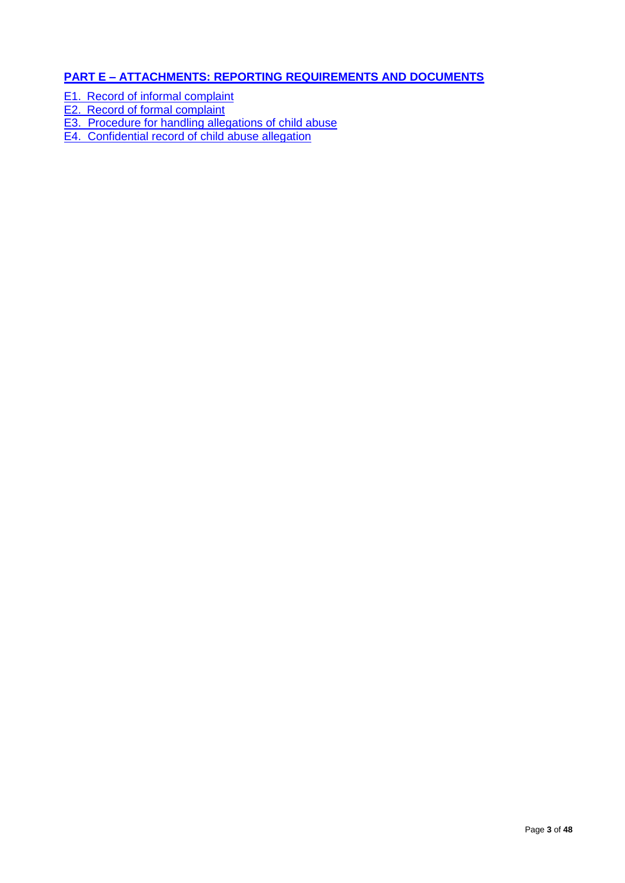## PART E – ATTACHMENTS: REPORTING REQUIREMENTS AND DOCUMENTS

E1. Record of informal complaint
E2. Record of formal complaint
E3. Procedure for handling allegations of child abuse
E4. Confidential record of child abuse allegation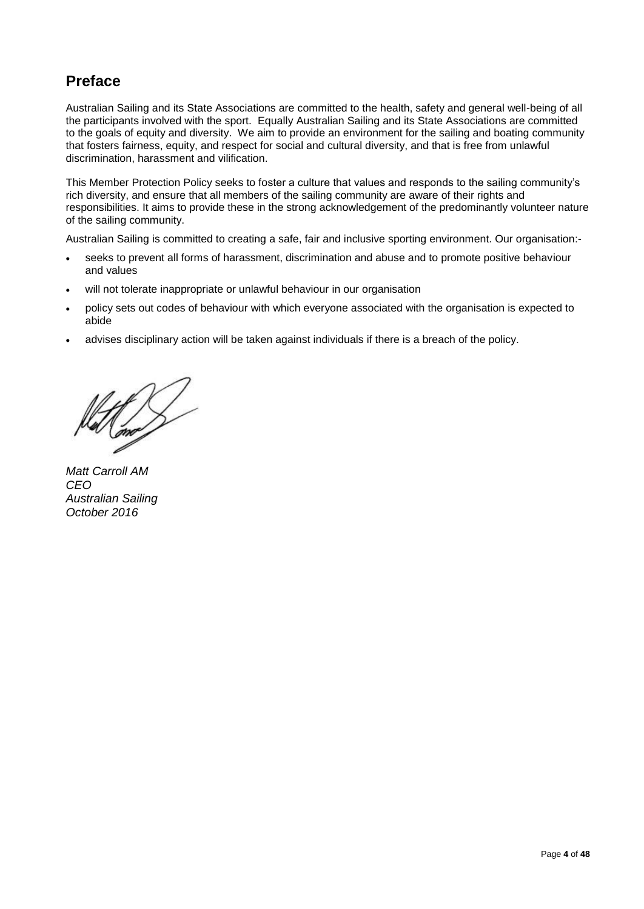## Preface

Australian Sailing and its State Associations are committed to the health, safety and general well-being of all the participants involved with the sport. Equally Australian Sailing and its State Associations are committed to the goals of equity and diversity. We aim to provide an environment for the sailing and boating community that fosters fairness, equity, and respect for social and cultural diversity, and that is free from unlawful discrimination, harassment and vilification.

This Member Protection Policy seeks to foster a culture that values and responds to the sailing community's rich diversity, and ensure that all members of the sailing community are aware of their rights and responsibilities. It aims to provide these in the strong acknowledgement of the predominantly volunteer nature of the sailing community.

Australian Sailing is committed to creating a safe, fair and inclusive sporting environment. Our organisation:-

- seeks to prevent all forms of harassment, discrimination and abuse and to promote positive behaviour and values
- will not tolerate inappropriate or unlawful behaviour in our organisation
- policy sets out codes of behaviour with which everyone associated with the organisation is expected to abide
- advises disciplinary action will be taken against individuals if there is a breach of the policy.

*Matt Carroll AM*
*CEO*
*Australian Sailing*
*October 2016*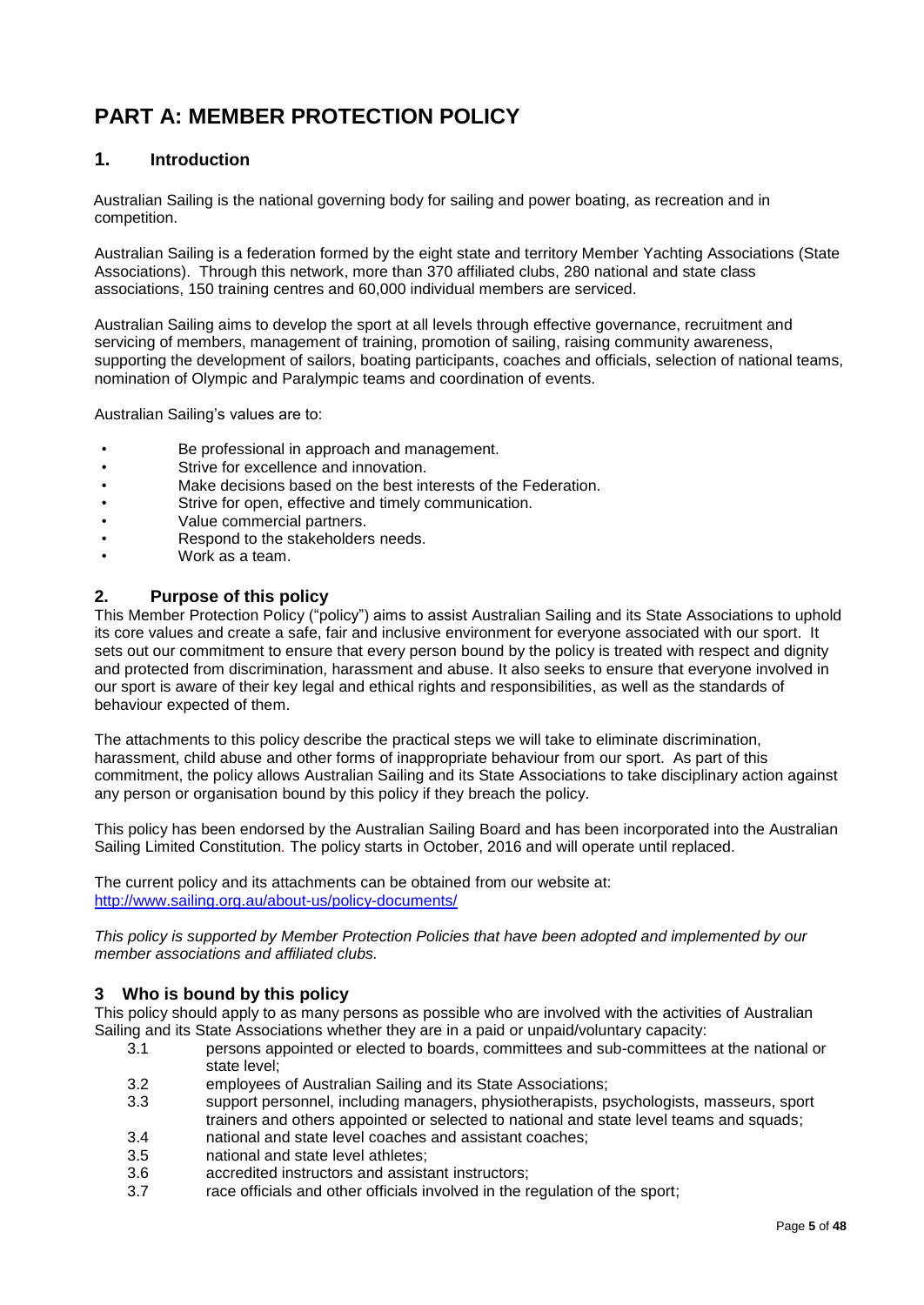# PART A: MEMBER PROTECTION POLICY

## 1. Introduction

Australian Sailing is the national governing body for sailing and power boating, as recreation and in competition.

Australian Sailing is a federation formed by the eight state and territory Member Yachting Associations (State Associations). Through this network, more than 370 affiliated clubs, 280 national and state class associations, 150 training centres and 60,000 individual members are serviced.

Australian Sailing aims to develop the sport at all levels through effective governance, recruitment and servicing of members, management of training, promotion of sailing, raising community awareness, supporting the development of sailors, boating participants, coaches and officials, selection of national teams, nomination of Olympic and Paralympic teams and coordination of events.

Australian Sailing's values are to:

- Be professional in approach and management.
- Strive for excellence and innovation.
- Make decisions based on the best interests of the Federation.
- Strive for open, effective and timely communication.
- Value commercial partners.
- Respond to the stakeholders needs.
- Work as a team.

## 2. Purpose of this policy

This Member Protection Policy ("policy") aims to assist Australian Sailing and its State Associations to uphold its core values and create a safe, fair and inclusive environment for everyone associated with our sport. It sets out our commitment to ensure that every person bound by the policy is treated with respect and dignity and protected from discrimination, harassment and abuse. It also seeks to ensure that everyone involved in our sport is aware of their key legal and ethical rights and responsibilities, as well as the standards of behaviour expected of them.

The attachments to this policy describe the practical steps we will take to eliminate discrimination, harassment, child abuse and other forms of inappropriate behaviour from our sport. As part of this commitment, the policy allows Australian Sailing and its State Associations to take disciplinary action against any person or organisation bound by this policy if they breach the policy.

This policy has been endorsed by the Australian Sailing Board and has been incorporated into the Australian Sailing Limited Constitution. The policy starts in October, 2016 and will operate until replaced.

The current policy and its attachments can be obtained from our website at: http://www.sailing.org.au/about-us/policy-documents/

*This policy is supported by Member Protection Policies that have been adopted and implemented by our member associations and affiliated clubs.*

## 3 Who is bound by this policy

This policy should apply to as many persons as possible who are involved with the activities of Australian Sailing and its State Associations whether they are in a paid or unpaid/voluntary capacity:

- 3.1 persons appointed or elected to boards, committees and sub-committees at the national or state level;
- 3.2 employees of Australian Sailing and its State Associations;
- 3.3 support personnel, including managers, physiotherapists, psychologists, masseurs, sport trainers and others appointed or selected to national and state level teams and squads;
- 3.4 national and state level coaches and assistant coaches;
- 3.5 national and state level athletes;
- 3.6 accredited instructors and assistant instructors;
- 3.7 race officials and other officials involved in the regulation of the sport;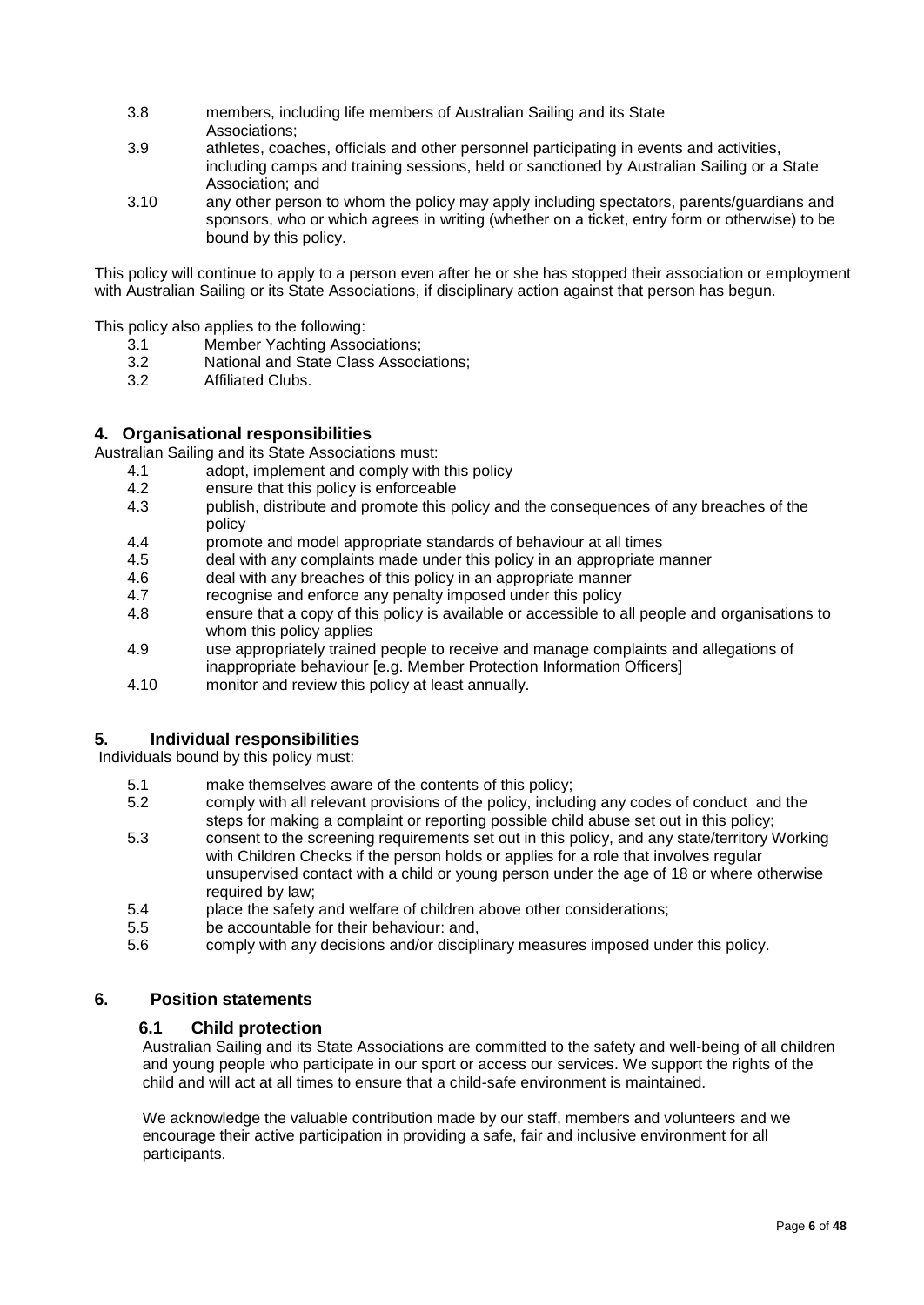3.8 members, including life members of Australian Sailing and its State Associations;

3.9 athletes, coaches, officials and other personnel participating in events and activities, including camps and training sessions, held or sanctioned by Australian Sailing or a State Association; and

3.10 any other person to whom the policy may apply including spectators, parents/guardians and sponsors, who or which agrees in writing (whether on a ticket, entry form or otherwise) to be bound by this policy.

This policy will continue to apply to a person even after he or she has stopped their association or employment with Australian Sailing or its State Associations, if disciplinary action against that person has begun.

This policy also applies to the following:

3.1 Member Yachting Associations;

3.2 National and State Class Associations;

3.2 Affiliated Clubs.

## 4. Organisational responsibilities

Australian Sailing and its State Associations must:

4.1 adopt, implement and comply with this policy

4.2 ensure that this policy is enforceable

4.3 publish, distribute and promote this policy and the consequences of any breaches of the policy

4.4 promote and model appropriate standards of behaviour at all times

4.5 deal with any complaints made under this policy in an appropriate manner

4.6 deal with any breaches of this policy in an appropriate manner

4.7 recognise and enforce any penalty imposed under this policy

4.8 ensure that a copy of this policy is available or accessible to all people and organisations to whom this policy applies

4.9 use appropriately trained people to receive and manage complaints and allegations of inappropriate behaviour [e.g. Member Protection Information Officers]

4.10 monitor and review this policy at least annually.

## 5. Individual responsibilities

Individuals bound by this policy must:

5.1 make themselves aware of the contents of this policy;

5.2 comply with all relevant provisions of the policy, including any codes of conduct and the steps for making a complaint or reporting possible child abuse set out in this policy;

5.3 consent to the screening requirements set out in this policy, and any state/territory Working with Children Checks if the person holds or applies for a role that involves regular unsupervised contact with a child or young person under the age of 18 or where otherwise required by law;

5.4 place the safety and welfare of children above other considerations;

5.5 be accountable for their behaviour: and,

5.6 comply with any decisions and/or disciplinary measures imposed under this policy.

## 6. Position statements

### 6.1 Child protection

Australian Sailing and its State Associations are committed to the safety and well-being of all children and young people who participate in our sport or access our services. We support the rights of the child and will act at all times to ensure that a child-safe environment is maintained.

We acknowledge the valuable contribution made by our staff, members and volunteers and we encourage their active participation in providing a safe, fair and inclusive environment for all participants.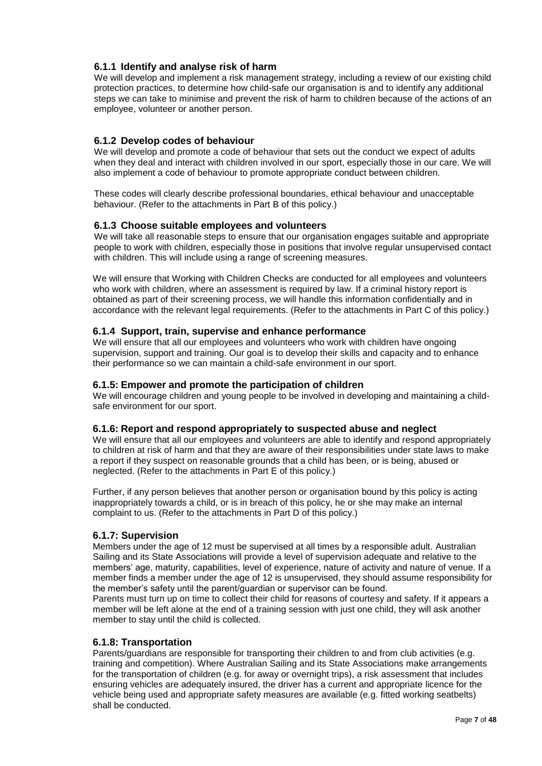### 6.1.1 Identify and analyse risk of harm

We will develop and implement a risk management strategy, including a review of our existing child protection practices, to determine how child-safe our organisation is and to identify any additional steps we can take to minimise and prevent the risk of harm to children because of the actions of an employee, volunteer or another person.

### 6.1.2 Develop codes of behaviour

We will develop and promote a code of behaviour that sets out the conduct we expect of adults when they deal and interact with children involved in our sport, especially those in our care. We will also implement a code of behaviour to promote appropriate conduct between children.

These codes will clearly describe professional boundaries, ethical behaviour and unacceptable behaviour. (Refer to the attachments in Part B of this policy.)

### 6.1.3 Choose suitable employees and volunteers

We will take all reasonable steps to ensure that our organisation engages suitable and appropriate people to work with children, especially those in positions that involve regular unsupervised contact with children. This will include using a range of screening measures.

We will ensure that Working with Children Checks are conducted for all employees and volunteers who work with children, where an assessment is required by law. If a criminal history report is obtained as part of their screening process, we will handle this information confidentially and in accordance with the relevant legal requirements. (Refer to the attachments in Part C of this policy.)

### 6.1.4 Support, train, supervise and enhance performance

We will ensure that all our employees and volunteers who work with children have ongoing supervision, support and training. Our goal is to develop their skills and capacity and to enhance their performance so we can maintain a child-safe environment in our sport.

### 6.1.5: Empower and promote the participation of children

We will encourage children and young people to be involved in developing and maintaining a child-safe environment for our sport.

### 6.1.6: Report and respond appropriately to suspected abuse and neglect

We will ensure that all our employees and volunteers are able to identify and respond appropriately to children at risk of harm and that they are aware of their responsibilities under state laws to make a report if they suspect on reasonable grounds that a child has been, or is being, abused or neglected. (Refer to the attachments in Part E of this policy.)

Further, if any person believes that another person or organisation bound by this policy is acting inappropriately towards a child, or is in breach of this policy, he or she may make an internal complaint to us. (Refer to the attachments in Part D of this policy.)

### 6.1.7: Supervision

Members under the age of 12 must be supervised at all times by a responsible adult. Australian Sailing and its State Associations will provide a level of supervision adequate and relative to the members' age, maturity, capabilities, level of experience, nature of activity and nature of venue. If a member finds a member under the age of 12 is unsupervised, they should assume responsibility for the member's safety until the parent/guardian or supervisor can be found.

Parents must turn up on time to collect their child for reasons of courtesy and safety. If it appears a member will be left alone at the end of a training session with just one child, they will ask another member to stay until the child is collected.

### 6.1.8: Transportation

Parents/guardians are responsible for transporting their children to and from club activities (e.g. training and competition). Where Australian Sailing and its State Associations make arrangements for the transportation of children (e.g. for away or overnight trips), a risk assessment that includes ensuring vehicles are adequately insured, the driver has a current and appropriate licence for the vehicle being used and appropriate safety measures are available (e.g. fitted working seatbelts) shall be conducted.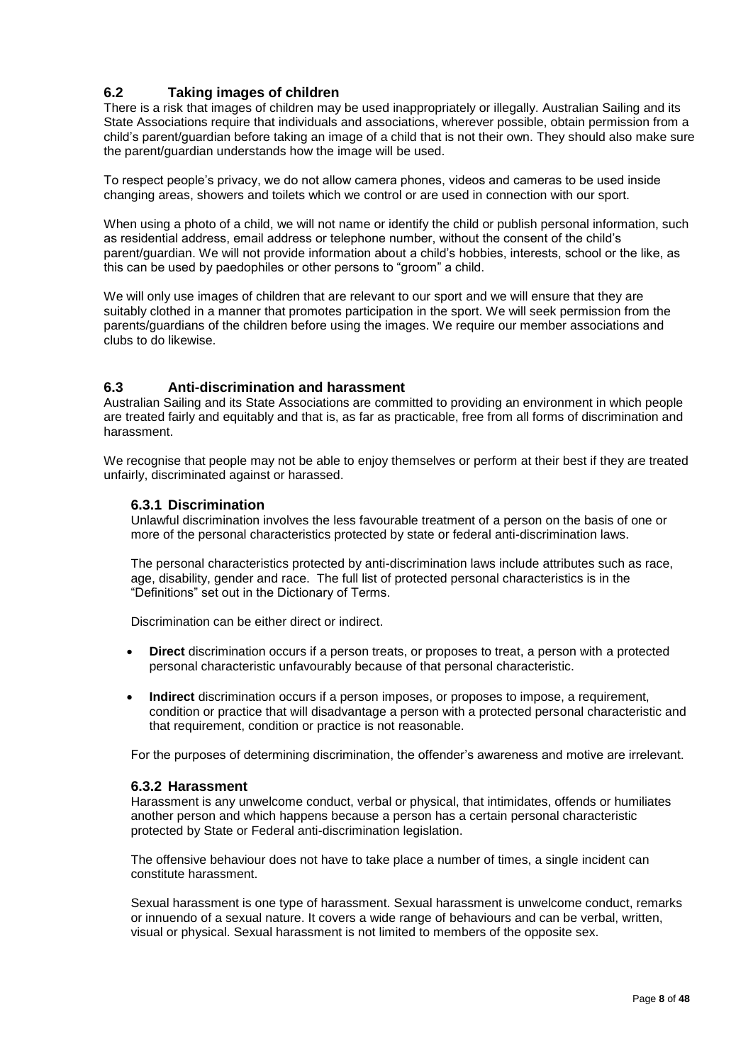## 6.2 Taking images of children

There is a risk that images of children may be used inappropriately or illegally. Australian Sailing and its State Associations require that individuals and associations, wherever possible, obtain permission from a child's parent/guardian before taking an image of a child that is not their own. They should also make sure the parent/guardian understands how the image will be used.

To respect people's privacy, we do not allow camera phones, videos and cameras to be used inside changing areas, showers and toilets which we control or are used in connection with our sport.

When using a photo of a child, we will not name or identify the child or publish personal information, such as residential address, email address or telephone number, without the consent of the child's parent/guardian. We will not provide information about a child's hobbies, interests, school or the like, as this can be used by paedophiles or other persons to "groom" a child.

We will only use images of children that are relevant to our sport and we will ensure that they are suitably clothed in a manner that promotes participation in the sport. We will seek permission from the parents/guardians of the children before using the images. We require our member associations and clubs to do likewise.

## 6.3 Anti-discrimination and harassment

Australian Sailing and its State Associations are committed to providing an environment in which people are treated fairly and equitably and that is, as far as practicable, free from all forms of discrimination and harassment.

We recognise that people may not be able to enjoy themselves or perform at their best if they are treated unfairly, discriminated against or harassed.

### 6.3.1 Discrimination

Unlawful discrimination involves the less favourable treatment of a person on the basis of one or more of the personal characteristics protected by state or federal anti-discrimination laws.

The personal characteristics protected by anti-discrimination laws include attributes such as race, age, disability, gender and race. The full list of protected personal characteristics is in the "Definitions" set out in the Dictionary of Terms.

Discrimination can be either direct or indirect.

- **Direct** discrimination occurs if a person treats, or proposes to treat, a person with a protected personal characteristic unfavourably because of that personal characteristic.
- **Indirect** discrimination occurs if a person imposes, or proposes to impose, a requirement, condition or practice that will disadvantage a person with a protected personal characteristic and that requirement, condition or practice is not reasonable.

For the purposes of determining discrimination, the offender's awareness and motive are irrelevant.

### 6.3.2 Harassment

Harassment is any unwelcome conduct, verbal or physical, that intimidates, offends or humiliates another person and which happens because a person has a certain personal characteristic protected by State or Federal anti-discrimination legislation.

The offensive behaviour does not have to take place a number of times, a single incident can constitute harassment.

Sexual harassment is one type of harassment. Sexual harassment is unwelcome conduct, remarks or innuendo of a sexual nature. It covers a wide range of behaviours and can be verbal, written, visual or physical. Sexual harassment is not limited to members of the opposite sex.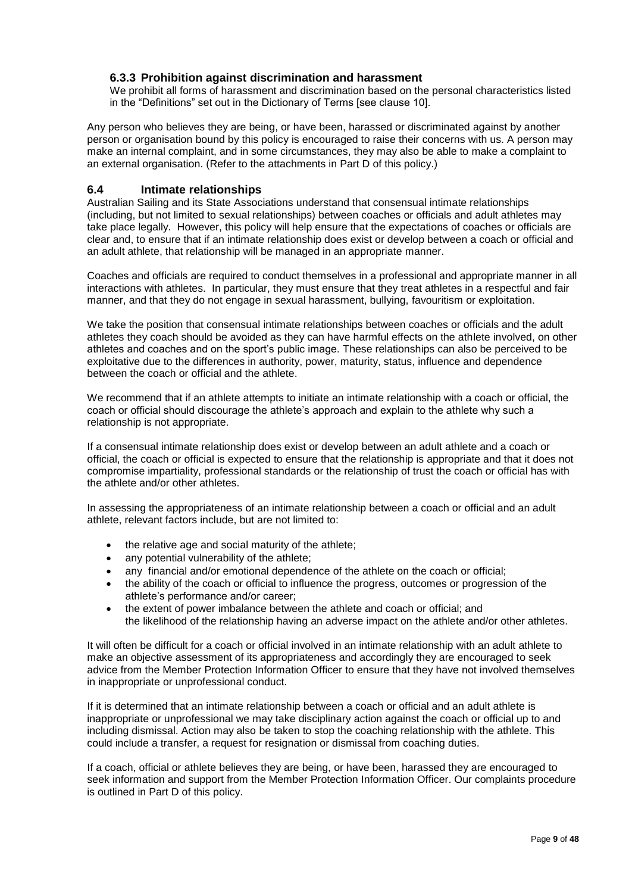### 6.3.3 Prohibition against discrimination and harassment

We prohibit all forms of harassment and discrimination based on the personal characteristics listed in the "Definitions" set out in the Dictionary of Terms [see clause 10].

Any person who believes they are being, or have been, harassed or discriminated against by another person or organisation bound by this policy is encouraged to raise their concerns with us. A person may make an internal complaint, and in some circumstances, they may also be able to make a complaint to an external organisation. (Refer to the attachments in Part D of this policy.)

## 6.4 Intimate relationships

Australian Sailing and its State Associations understand that consensual intimate relationships (including, but not limited to sexual relationships) between coaches or officials and adult athletes may take place legally. However, this policy will help ensure that the expectations of coaches or officials are clear and, to ensure that if an intimate relationship does exist or develop between a coach or official and an adult athlete, that relationship will be managed in an appropriate manner.

Coaches and officials are required to conduct themselves in a professional and appropriate manner in all interactions with athletes. In particular, they must ensure that they treat athletes in a respectful and fair manner, and that they do not engage in sexual harassment, bullying, favouritism or exploitation.

We take the position that consensual intimate relationships between coaches or officials and the adult athletes they coach should be avoided as they can have harmful effects on the athlete involved, on other athletes and coaches and on the sport's public image. These relationships can also be perceived to be exploitative due to the differences in authority, power, maturity, status, influence and dependence between the coach or official and the athlete.

We recommend that if an athlete attempts to initiate an intimate relationship with a coach or official, the coach or official should discourage the athlete's approach and explain to the athlete why such a relationship is not appropriate.

If a consensual intimate relationship does exist or develop between an adult athlete and a coach or official, the coach or official is expected to ensure that the relationship is appropriate and that it does not compromise impartiality, professional standards or the relationship of trust the coach or official has with the athlete and/or other athletes.

In assessing the appropriateness of an intimate relationship between a coach or official and an adult athlete, relevant factors include, but are not limited to:

- the relative age and social maturity of the athlete;
- any potential vulnerability of the athlete;
- any financial and/or emotional dependence of the athlete on the coach or official;
- the ability of the coach or official to influence the progress, outcomes or progression of the athlete's performance and/or career;
- the extent of power imbalance between the athlete and coach or official; and the likelihood of the relationship having an adverse impact on the athlete and/or other athletes.

It will often be difficult for a coach or official involved in an intimate relationship with an adult athlete to make an objective assessment of its appropriateness and accordingly they are encouraged to seek advice from the Member Protection Information Officer to ensure that they have not involved themselves in inappropriate or unprofessional conduct.

If it is determined that an intimate relationship between a coach or official and an adult athlete is inappropriate or unprofessional we may take disciplinary action against the coach or official up to and including dismissal. Action may also be taken to stop the coaching relationship with the athlete. This could include a transfer, a request for resignation or dismissal from coaching duties.

If a coach, official or athlete believes they are being, or have been, harassed they are encouraged to seek information and support from the Member Protection Information Officer. Our complaints procedure is outlined in Part D of this policy.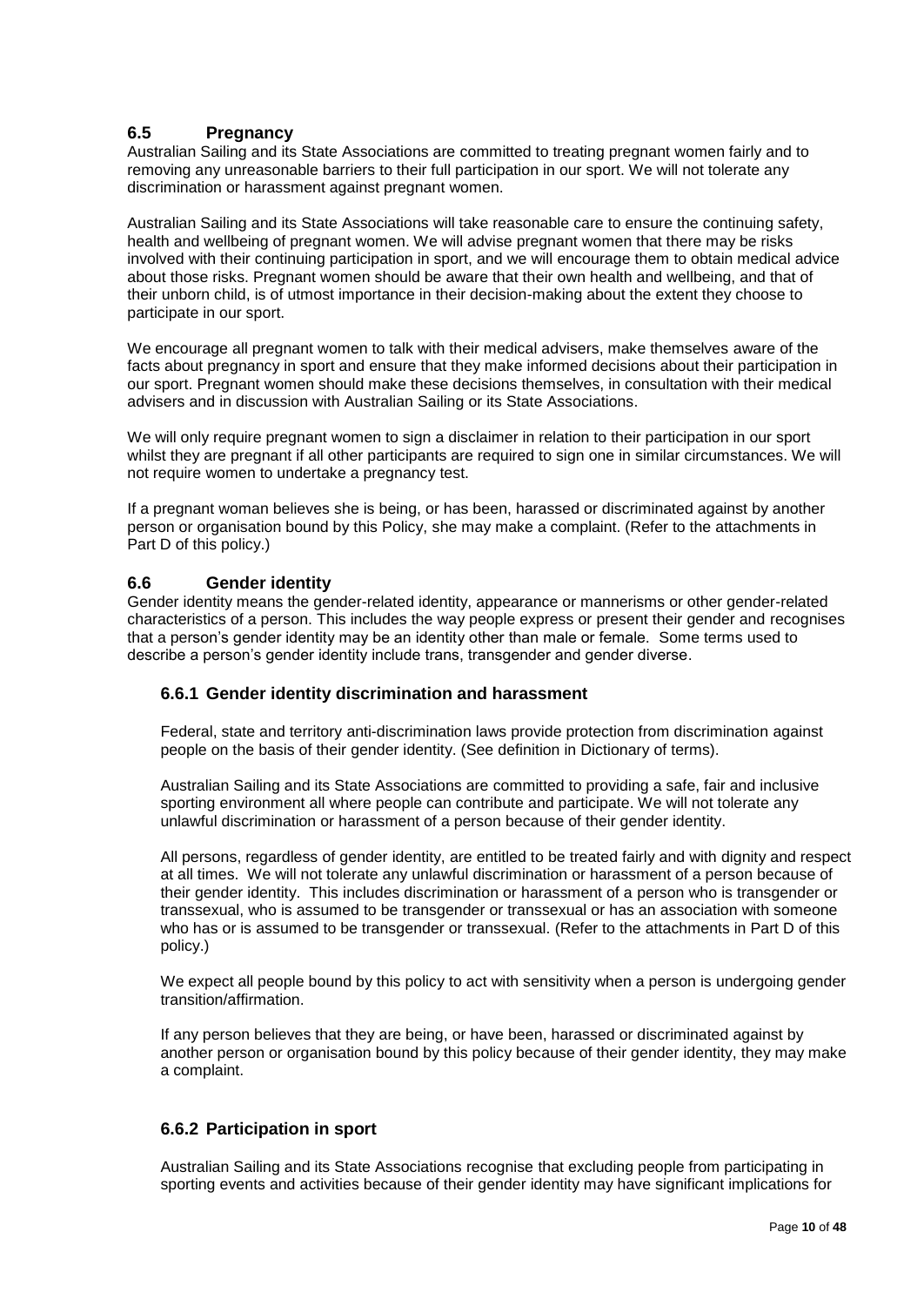## 6.5 Pregnancy

Australian Sailing and its State Associations are committed to treating pregnant women fairly and to removing any unreasonable barriers to their full participation in our sport. We will not tolerate any discrimination or harassment against pregnant women.

Australian Sailing and its State Associations will take reasonable care to ensure the continuing safety, health and wellbeing of pregnant women. We will advise pregnant women that there may be risks involved with their continuing participation in sport, and we will encourage them to obtain medical advice about those risks. Pregnant women should be aware that their own health and wellbeing, and that of their unborn child, is of utmost importance in their decision-making about the extent they choose to participate in our sport.

We encourage all pregnant women to talk with their medical advisers, make themselves aware of the facts about pregnancy in sport and ensure that they make informed decisions about their participation in our sport. Pregnant women should make these decisions themselves, in consultation with their medical advisers and in discussion with Australian Sailing or its State Associations.

We will only require pregnant women to sign a disclaimer in relation to their participation in our sport whilst they are pregnant if all other participants are required to sign one in similar circumstances. We will not require women to undertake a pregnancy test.

If a pregnant woman believes she is being, or has been, harassed or discriminated against by another person or organisation bound by this Policy, she may make a complaint. (Refer to the attachments in Part D of this policy.)

## 6.6 Gender identity

Gender identity means the gender-related identity, appearance or mannerisms or other gender-related characteristics of a person. This includes the way people express or present their gender and recognises that a person's gender identity may be an identity other than male or female. Some terms used to describe a person's gender identity include trans, transgender and gender diverse.

### 6.6.1 Gender identity discrimination and harassment

Federal, state and territory anti-discrimination laws provide protection from discrimination against people on the basis of their gender identity. (See definition in Dictionary of terms).

Australian Sailing and its State Associations are committed to providing a safe, fair and inclusive sporting environment all where people can contribute and participate. We will not tolerate any unlawful discrimination or harassment of a person because of their gender identity.

All persons, regardless of gender identity, are entitled to be treated fairly and with dignity and respect at all times. We will not tolerate any unlawful discrimination or harassment of a person because of their gender identity. This includes discrimination or harassment of a person who is transgender or transsexual, who is assumed to be transgender or transsexual or has an association with someone who has or is assumed to be transgender or transsexual. (Refer to the attachments in Part D of this policy.)

We expect all people bound by this policy to act with sensitivity when a person is undergoing gender transition/affirmation.

If any person believes that they are being, or have been, harassed or discriminated against by another person or organisation bound by this policy because of their gender identity, they may make a complaint.

### 6.6.2 Participation in sport

Australian Sailing and its State Associations recognise that excluding people from participating in sporting events and activities because of their gender identity may have significant implications for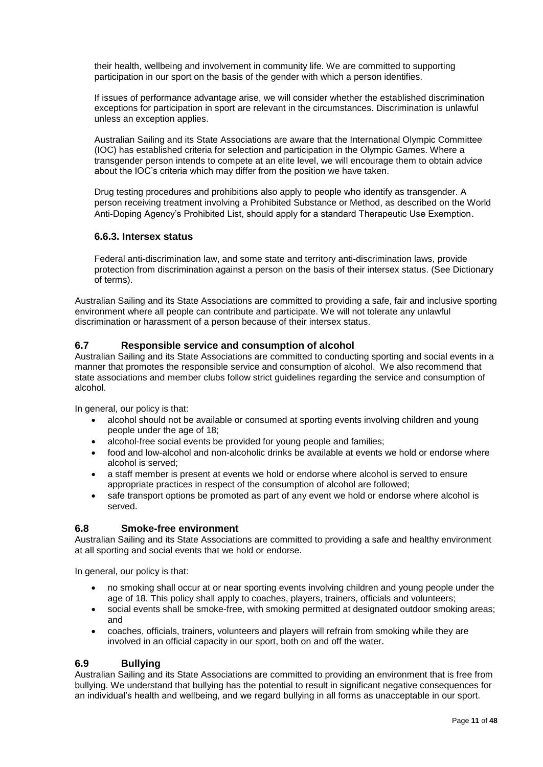their health, wellbeing and involvement in community life. We are committed to supporting participation in our sport on the basis of the gender with which a person identifies.

If issues of performance advantage arise, we will consider whether the established discrimination exceptions for participation in sport are relevant in the circumstances. Discrimination is unlawful unless an exception applies.

Australian Sailing and its State Associations are aware that the International Olympic Committee (IOC) has established criteria for selection and participation in the Olympic Games. Where a transgender person intends to compete at an elite level, we will encourage them to obtain advice about the IOC's criteria which may differ from the position we have taken.

Drug testing procedures and prohibitions also apply to people who identify as transgender. A person receiving treatment involving a Prohibited Substance or Method, as described on the World Anti-Doping Agency's Prohibited List, should apply for a standard Therapeutic Use Exemption.

### 6.6.3. Intersex status

Federal anti-discrimination law, and some state and territory anti-discrimination laws, provide protection from discrimination against a person on the basis of their intersex status. (See Dictionary of terms).

Australian Sailing and its State Associations are committed to providing a safe, fair and inclusive sporting environment where all people can contribute and participate. We will not tolerate any unlawful discrimination or harassment of a person because of their intersex status.

## 6.7 Responsible service and consumption of alcohol

Australian Sailing and its State Associations are committed to conducting sporting and social events in a manner that promotes the responsible service and consumption of alcohol. We also recommend that state associations and member clubs follow strict guidelines regarding the service and consumption of alcohol.

In general, our policy is that:

- alcohol should not be available or consumed at sporting events involving children and young people under the age of 18;
- alcohol-free social events be provided for young people and families;
- food and low-alcohol and non-alcoholic drinks be available at events we hold or endorse where alcohol is served;
- a staff member is present at events we hold or endorse where alcohol is served to ensure appropriate practices in respect of the consumption of alcohol are followed;
- safe transport options be promoted as part of any event we hold or endorse where alcohol is served.

## 6.8 Smoke-free environment

Australian Sailing and its State Associations are committed to providing a safe and healthy environment at all sporting and social events that we hold or endorse.

In general, our policy is that:

- no smoking shall occur at or near sporting events involving children and young people under the age of 18. This policy shall apply to coaches, players, trainers, officials and volunteers;
- social events shall be smoke-free, with smoking permitted at designated outdoor smoking areas; and
- coaches, officials, trainers, volunteers and players will refrain from smoking while they are involved in an official capacity in our sport, both on and off the water.

## 6.9 Bullying

Australian Sailing and its State Associations are committed to providing an environment that is free from bullying. We understand that bullying has the potential to result in significant negative consequences for an individual's health and wellbeing, and we regard bullying in all forms as unacceptable in our sport.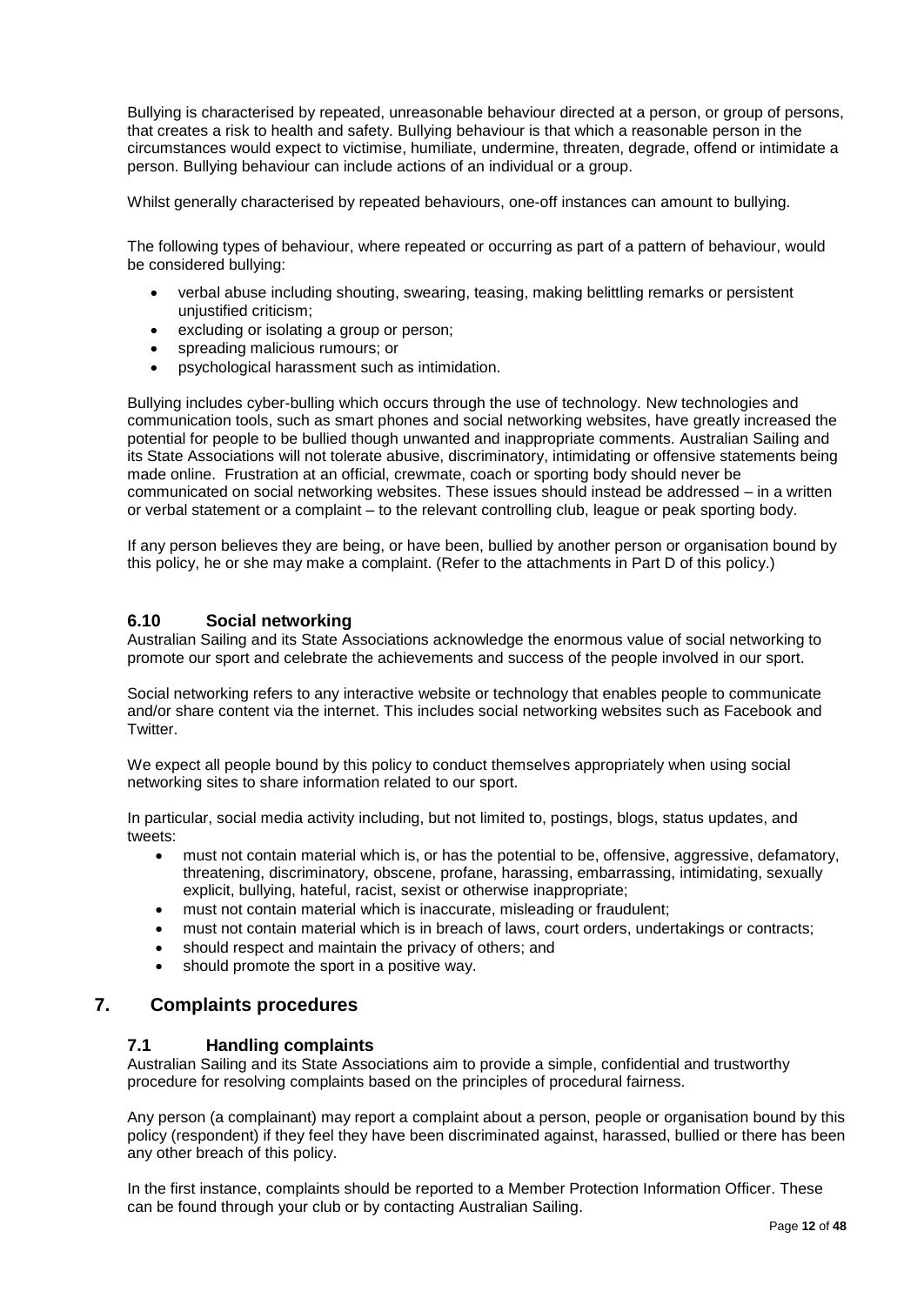Bullying is characterised by repeated, unreasonable behaviour directed at a person, or group of persons, that creates a risk to health and safety. Bullying behaviour is that which a reasonable person in the circumstances would expect to victimise, humiliate, undermine, threaten, degrade, offend or intimidate a person. Bullying behaviour can include actions of an individual or a group.

Whilst generally characterised by repeated behaviours, one-off instances can amount to bullying.

The following types of behaviour, where repeated or occurring as part of a pattern of behaviour, would be considered bullying:

- verbal abuse including shouting, swearing, teasing, making belittling remarks or persistent unjustified criticism;
- excluding or isolating a group or person;
- spreading malicious rumours; or
- psychological harassment such as intimidation.

Bullying includes cyber-bulling which occurs through the use of technology. New technologies and communication tools, such as smart phones and social networking websites, have greatly increased the potential for people to be bullied though unwanted and inappropriate comments. Australian Sailing and its State Associations will not tolerate abusive, discriminatory, intimidating or offensive statements being made online. Frustration at an official, crewmate, coach or sporting body should never be communicated on social networking websites. These issues should instead be addressed – in a written or verbal statement or a complaint – to the relevant controlling club, league or peak sporting body.

If any person believes they are being, or have been, bullied by another person or organisation bound by this policy, he or she may make a complaint. (Refer to the attachments in Part D of this policy.)

### 6.10 Social networking

Australian Sailing and its State Associations acknowledge the enormous value of social networking to promote our sport and celebrate the achievements and success of the people involved in our sport.

Social networking refers to any interactive website or technology that enables people to communicate and/or share content via the internet. This includes social networking websites such as Facebook and Twitter.

We expect all people bound by this policy to conduct themselves appropriately when using social networking sites to share information related to our sport.

In particular, social media activity including, but not limited to, postings, blogs, status updates, and tweets:

- must not contain material which is, or has the potential to be, offensive, aggressive, defamatory, threatening, discriminatory, obscene, profane, harassing, embarrassing, intimidating, sexually explicit, bullying, hateful, racist, sexist or otherwise inappropriate;
- must not contain material which is inaccurate, misleading or fraudulent;
- must not contain material which is in breach of laws, court orders, undertakings or contracts;
- should respect and maintain the privacy of others; and
- should promote the sport in a positive way.

## 7. Complaints procedures

### 7.1 Handling complaints

Australian Sailing and its State Associations aim to provide a simple, confidential and trustworthy procedure for resolving complaints based on the principles of procedural fairness.

Any person (a complainant) may report a complaint about a person, people or organisation bound by this policy (respondent) if they feel they have been discriminated against, harassed, bullied or there has been any other breach of this policy.

In the first instance, complaints should be reported to a Member Protection Information Officer. These can be found through your club or by contacting Australian Sailing.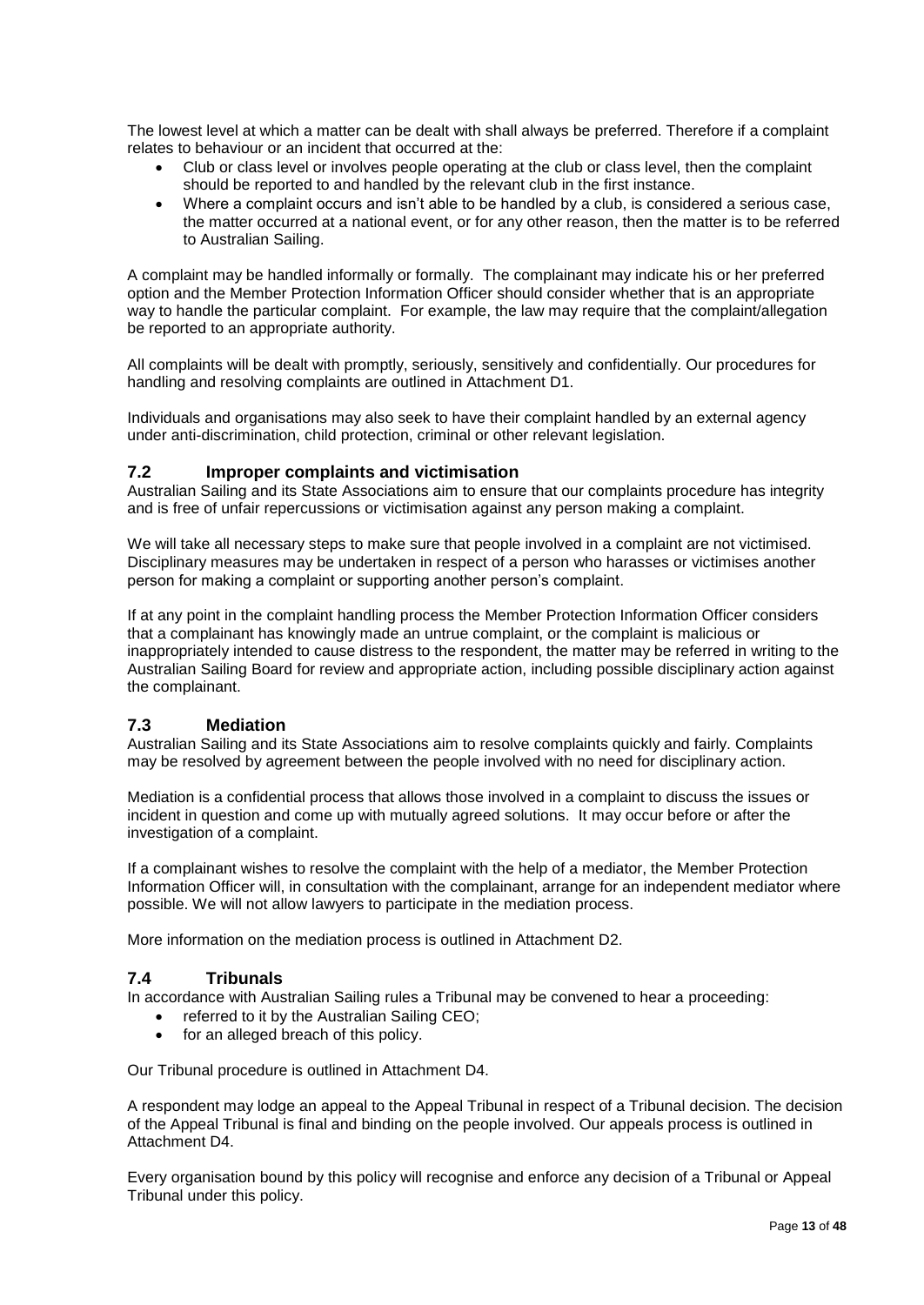The lowest level at which a matter can be dealt with shall always be preferred. Therefore if a complaint relates to behaviour or an incident that occurred at the:

- Club or class level or involves people operating at the club or class level, then the complaint should be reported to and handled by the relevant club in the first instance.
- Where a complaint occurs and isn't able to be handled by a club, is considered a serious case, the matter occurred at a national event, or for any other reason, then the matter is to be referred to Australian Sailing.

A complaint may be handled informally or formally. The complainant may indicate his or her preferred option and the Member Protection Information Officer should consider whether that is an appropriate way to handle the particular complaint. For example, the law may require that the complaint/allegation be reported to an appropriate authority.

All complaints will be dealt with promptly, seriously, sensitively and confidentially. Our procedures for handling and resolving complaints are outlined in Attachment D1.

Individuals and organisations may also seek to have their complaint handled by an external agency under anti-discrimination, child protection, criminal or other relevant legislation.

### 7.2 Improper complaints and victimisation

Australian Sailing and its State Associations aim to ensure that our complaints procedure has integrity and is free of unfair repercussions or victimisation against any person making a complaint.

We will take all necessary steps to make sure that people involved in a complaint are not victimised. Disciplinary measures may be undertaken in respect of a person who harasses or victimises another person for making a complaint or supporting another person's complaint.

If at any point in the complaint handling process the Member Protection Information Officer considers that a complainant has knowingly made an untrue complaint, or the complaint is malicious or inappropriately intended to cause distress to the respondent, the matter may be referred in writing to the Australian Sailing Board for review and appropriate action, including possible disciplinary action against the complainant.

### 7.3 Mediation

Australian Sailing and its State Associations aim to resolve complaints quickly and fairly. Complaints may be resolved by agreement between the people involved with no need for disciplinary action.

Mediation is a confidential process that allows those involved in a complaint to discuss the issues or incident in question and come up with mutually agreed solutions. It may occur before or after the investigation of a complaint.

If a complainant wishes to resolve the complaint with the help of a mediator, the Member Protection Information Officer will, in consultation with the complainant, arrange for an independent mediator where possible. We will not allow lawyers to participate in the mediation process.

More information on the mediation process is outlined in Attachment D2.

### 7.4 Tribunals

In accordance with Australian Sailing rules a Tribunal may be convened to hear a proceeding:

- referred to it by the Australian Sailing CEO;
- for an alleged breach of this policy.

Our Tribunal procedure is outlined in Attachment D4.

A respondent may lodge an appeal to the Appeal Tribunal in respect of a Tribunal decision. The decision of the Appeal Tribunal is final and binding on the people involved. Our appeals process is outlined in Attachment D4.

Every organisation bound by this policy will recognise and enforce any decision of a Tribunal or Appeal Tribunal under this policy.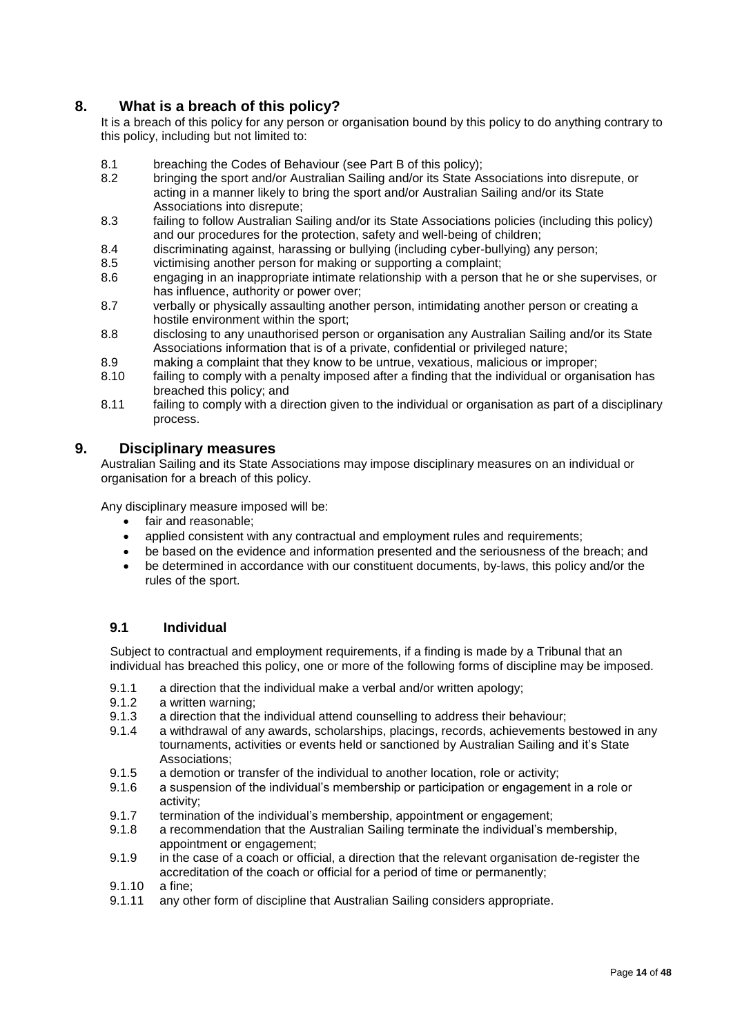## 8. What is a breach of this policy?

It is a breach of this policy for any person or organisation bound by this policy to do anything contrary to this policy, including but not limited to:

- 8.1 breaching the Codes of Behaviour (see Part B of this policy);
- 8.2 bringing the sport and/or Australian Sailing and/or its State Associations into disrepute, or acting in a manner likely to bring the sport and/or Australian Sailing and/or its State Associations into disrepute;
- 8.3 failing to follow Australian Sailing and/or its State Associations policies (including this policy) and our procedures for the protection, safety and well-being of children;
- 8.4 discriminating against, harassing or bullying (including cyber-bullying) any person;
- 8.5 victimising another person for making or supporting a complaint;
- 8.6 engaging in an inappropriate intimate relationship with a person that he or she supervises, or has influence, authority or power over;
- 8.7 verbally or physically assaulting another person, intimidating another person or creating a hostile environment within the sport;
- 8.8 disclosing to any unauthorised person or organisation any Australian Sailing and/or its State Associations information that is of a private, confidential or privileged nature;
- 8.9 making a complaint that they know to be untrue, vexatious, malicious or improper;
- 8.10 failing to comply with a penalty imposed after a finding that the individual or organisation has breached this policy; and
- 8.11 failing to comply with a direction given to the individual or organisation as part of a disciplinary process.

## 9. Disciplinary measures

Australian Sailing and its State Associations may impose disciplinary measures on an individual or organisation for a breach of this policy.

Any disciplinary measure imposed will be:

- fair and reasonable;
- applied consistent with any contractual and employment rules and requirements;
- be based on the evidence and information presented and the seriousness of the breach; and
- be determined in accordance with our constituent documents, by-laws, this policy and/or the rules of the sport.

### 9.1 Individual

Subject to contractual and employment requirements, if a finding is made by a Tribunal that an individual has breached this policy, one or more of the following forms of discipline may be imposed.

- 9.1.1 a direction that the individual make a verbal and/or written apology;
- 9.1.2 a written warning;
- 9.1.3 a direction that the individual attend counselling to address their behaviour;
- 9.1.4 a withdrawal of any awards, scholarships, placings, records, achievements bestowed in any tournaments, activities or events held or sanctioned by Australian Sailing and it's State Associations;
- 9.1.5 a demotion or transfer of the individual to another location, role or activity;
- 9.1.6 a suspension of the individual's membership or participation or engagement in a role or activity;
- 9.1.7 termination of the individual's membership, appointment or engagement;
- 9.1.8 a recommendation that the Australian Sailing terminate the individual's membership, appointment or engagement;
- 9.1.9 in the case of a coach or official, a direction that the relevant organisation de-register the accreditation of the coach or official for a period of time or permanently;
- 9.1.10 a fine;
- 9.1.11 any other form of discipline that Australian Sailing considers appropriate.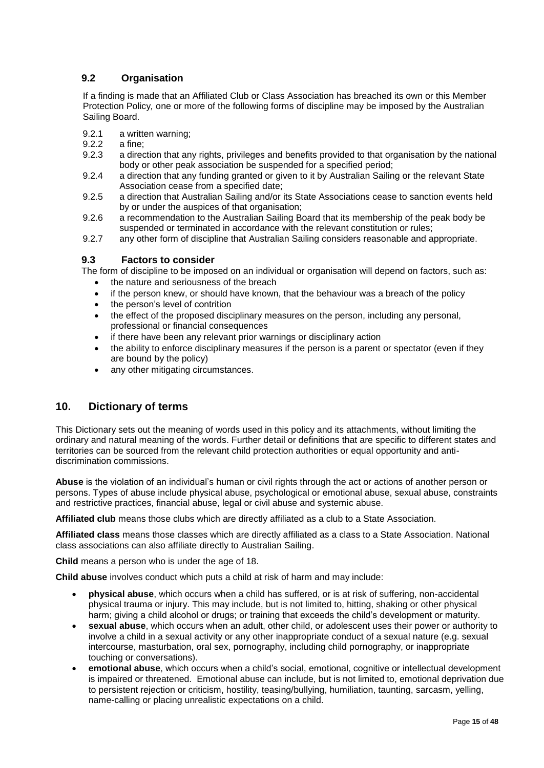### 9.2 Organisation

If a finding is made that an Affiliated Club or Class Association has breached its own or this Member Protection Policy, one or more of the following forms of discipline may be imposed by the Australian Sailing Board.

- 9.2.1 a written warning;
- 9.2.2 a fine;
- 9.2.3 a direction that any rights, privileges and benefits provided to that organisation by the national body or other peak association be suspended for a specified period;
- 9.2.4 a direction that any funding granted or given to it by Australian Sailing or the relevant State Association cease from a specified date;
- 9.2.5 a direction that Australian Sailing and/or its State Associations cease to sanction events held by or under the auspices of that organisation;
- 9.2.6 a recommendation to the Australian Sailing Board that its membership of the peak body be suspended or terminated in accordance with the relevant constitution or rules;
- 9.2.7 any other form of discipline that Australian Sailing considers reasonable and appropriate.

### 9.3 Factors to consider

The form of discipline to be imposed on an individual or organisation will depend on factors, such as:

- the nature and seriousness of the breach
- if the person knew, or should have known, that the behaviour was a breach of the policy
- the person's level of contrition
- the effect of the proposed disciplinary measures on the person, including any personal, professional or financial consequences
- if there have been any relevant prior warnings or disciplinary action
- the ability to enforce disciplinary measures if the person is a parent or spectator (even if they are bound by the policy)
- any other mitigating circumstances.

## 10. Dictionary of terms

This Dictionary sets out the meaning of words used in this policy and its attachments, without limiting the ordinary and natural meaning of the words. Further detail or definitions that are specific to different states and territories can be sourced from the relevant child protection authorities or equal opportunity and anti-discrimination commissions.

**Abuse** is the violation of an individual's human or civil rights through the act or actions of another person or persons. Types of abuse include physical abuse, psychological or emotional abuse, sexual abuse, constraints and restrictive practices, financial abuse, legal or civil abuse and systemic abuse.

**Affiliated club** means those clubs which are directly affiliated as a club to a State Association.

**Affiliated class** means those classes which are directly affiliated as a class to a State Association. National class associations can also affiliate directly to Australian Sailing.

**Child** means a person who is under the age of 18.

**Child abuse** involves conduct which puts a child at risk of harm and may include:

- **physical abuse**, which occurs when a child has suffered, or is at risk of suffering, non-accidental physical trauma or injury. This may include, but is not limited to, hitting, shaking or other physical harm; giving a child alcohol or drugs; or training that exceeds the child's development or maturity.
- **sexual abuse**, which occurs when an adult, other child, or adolescent uses their power or authority to involve a child in a sexual activity or any other inappropriate conduct of a sexual nature (e.g. sexual intercourse, masturbation, oral sex, pornography, including child pornography, or inappropriate touching or conversations).
- **emotional abuse**, which occurs when a child's social, emotional, cognitive or intellectual development is impaired or threatened. Emotional abuse can include, but is not limited to, emotional deprivation due to persistent rejection or criticism, hostility, teasing/bullying, humiliation, taunting, sarcasm, yelling, name-calling or placing unrealistic expectations on a child.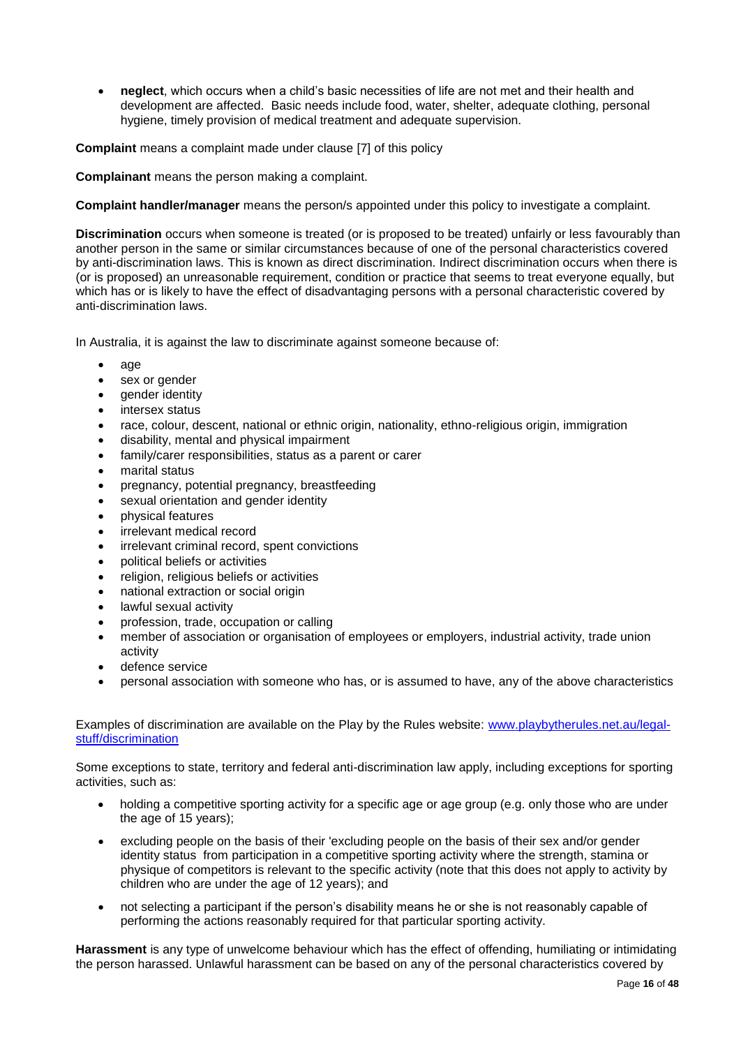- **neglect**, which occurs when a child's basic necessities of life are not met and their health and development are affected. Basic needs include food, water, shelter, adequate clothing, personal hygiene, timely provision of medical treatment and adequate supervision.

**Complaint** means a complaint made under clause [7] of this policy

**Complainant** means the person making a complaint.

**Complaint handler/manager** means the person/s appointed under this policy to investigate a complaint.

**Discrimination** occurs when someone is treated (or is proposed to be treated) unfairly or less favourably than another person in the same or similar circumstances because of one of the personal characteristics covered by anti-discrimination laws. This is known as direct discrimination. Indirect discrimination occurs when there is (or is proposed) an unreasonable requirement, condition or practice that seems to treat everyone equally, but which has or is likely to have the effect of disadvantaging persons with a personal characteristic covered by anti-discrimination laws.

In Australia, it is against the law to discriminate against someone because of:

- age
- sex or gender
- gender identity
- intersex status
- race, colour, descent, national or ethnic origin, nationality, ethno-religious origin, immigration
- disability, mental and physical impairment
- family/carer responsibilities, status as a parent or carer
- marital status
- pregnancy, potential pregnancy, breastfeeding
- sexual orientation and gender identity
- physical features
- irrelevant medical record
- irrelevant criminal record, spent convictions
- political beliefs or activities
- religion, religious beliefs or activities
- national extraction or social origin
- lawful sexual activity
- profession, trade, occupation or calling
- member of association or organisation of employees or employers, industrial activity, trade union activity
- defence service
- personal association with someone who has, or is assumed to have, any of the above characteristics

Examples of discrimination are available on the Play by the Rules website: [www.playbytherules.net.au/legal-stuff/discrimination](www.playbytherules.net.au/legal-stuff/discrimination)

Some exceptions to state, territory and federal anti-discrimination law apply, including exceptions for sporting activities, such as:

- holding a competitive sporting activity for a specific age or age group (e.g. only those who are under the age of 15 years);
- excluding people on the basis of their 'excluding people on the basis of their sex and/or gender identity status from participation in a competitive sporting activity where the strength, stamina or physique of competitors is relevant to the specific activity (note that this does not apply to activity by children who are under the age of 12 years); and
- not selecting a participant if the person's disability means he or she is not reasonably capable of performing the actions reasonably required for that particular sporting activity.

**Harassment** is any type of unwelcome behaviour which has the effect of offending, humiliating or intimidating the person harassed. Unlawful harassment can be based on any of the personal characteristics covered by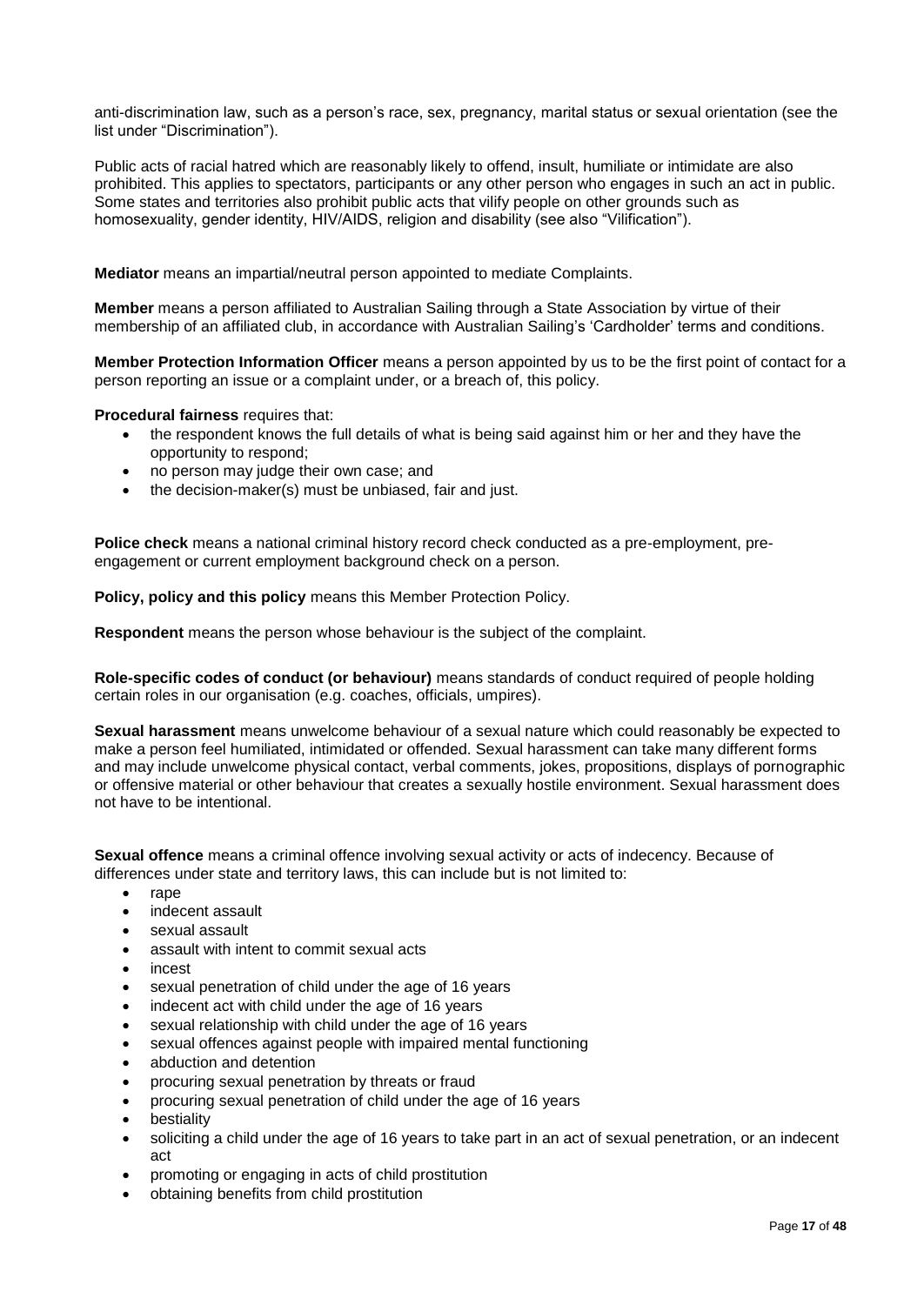anti-discrimination law, such as a person's race, sex, pregnancy, marital status or sexual orientation (see the list under "Discrimination").

Public acts of racial hatred which are reasonably likely to offend, insult, humiliate or intimidate are also prohibited. This applies to spectators, participants or any other person who engages in such an act in public. Some states and territories also prohibit public acts that vilify people on other grounds such as homosexuality, gender identity, HIV/AIDS, religion and disability (see also "Vilification").

**Mediator** means an impartial/neutral person appointed to mediate Complaints.

**Member** means a person affiliated to Australian Sailing through a State Association by virtue of their membership of an affiliated club, in accordance with Australian Sailing's 'Cardholder' terms and conditions.

**Member Protection Information Officer** means a person appointed by us to be the first point of contact for a person reporting an issue or a complaint under, or a breach of, this policy.

**Procedural fairness** requires that:

- the respondent knows the full details of what is being said against him or her and they have the opportunity to respond;
- no person may judge their own case; and
- the decision-maker(s) must be unbiased, fair and just.

**Police check** means a national criminal history record check conducted as a pre-employment, pre-engagement or current employment background check on a person.

**Policy, policy and this policy** means this Member Protection Policy.

**Respondent** means the person whose behaviour is the subject of the complaint.

**Role-specific codes of conduct (or behaviour)** means standards of conduct required of people holding certain roles in our organisation (e.g. coaches, officials, umpires).

**Sexual harassment** means unwelcome behaviour of a sexual nature which could reasonably be expected to make a person feel humiliated, intimidated or offended. Sexual harassment can take many different forms and may include unwelcome physical contact, verbal comments, jokes, propositions, displays of pornographic or offensive material or other behaviour that creates a sexually hostile environment. Sexual harassment does not have to be intentional.

**Sexual offence** means a criminal offence involving sexual activity or acts of indecency. Because of differences under state and territory laws, this can include but is not limited to:

- rape
- indecent assault
- sexual assault
- assault with intent to commit sexual acts
- incest
- sexual penetration of child under the age of 16 years
- indecent act with child under the age of 16 years
- sexual relationship with child under the age of 16 years
- sexual offences against people with impaired mental functioning
- abduction and detention
- procuring sexual penetration by threats or fraud
- procuring sexual penetration of child under the age of 16 years
- bestiality
- soliciting a child under the age of 16 years to take part in an act of sexual penetration, or an indecent act
- promoting or engaging in acts of child prostitution
- obtaining benefits from child prostitution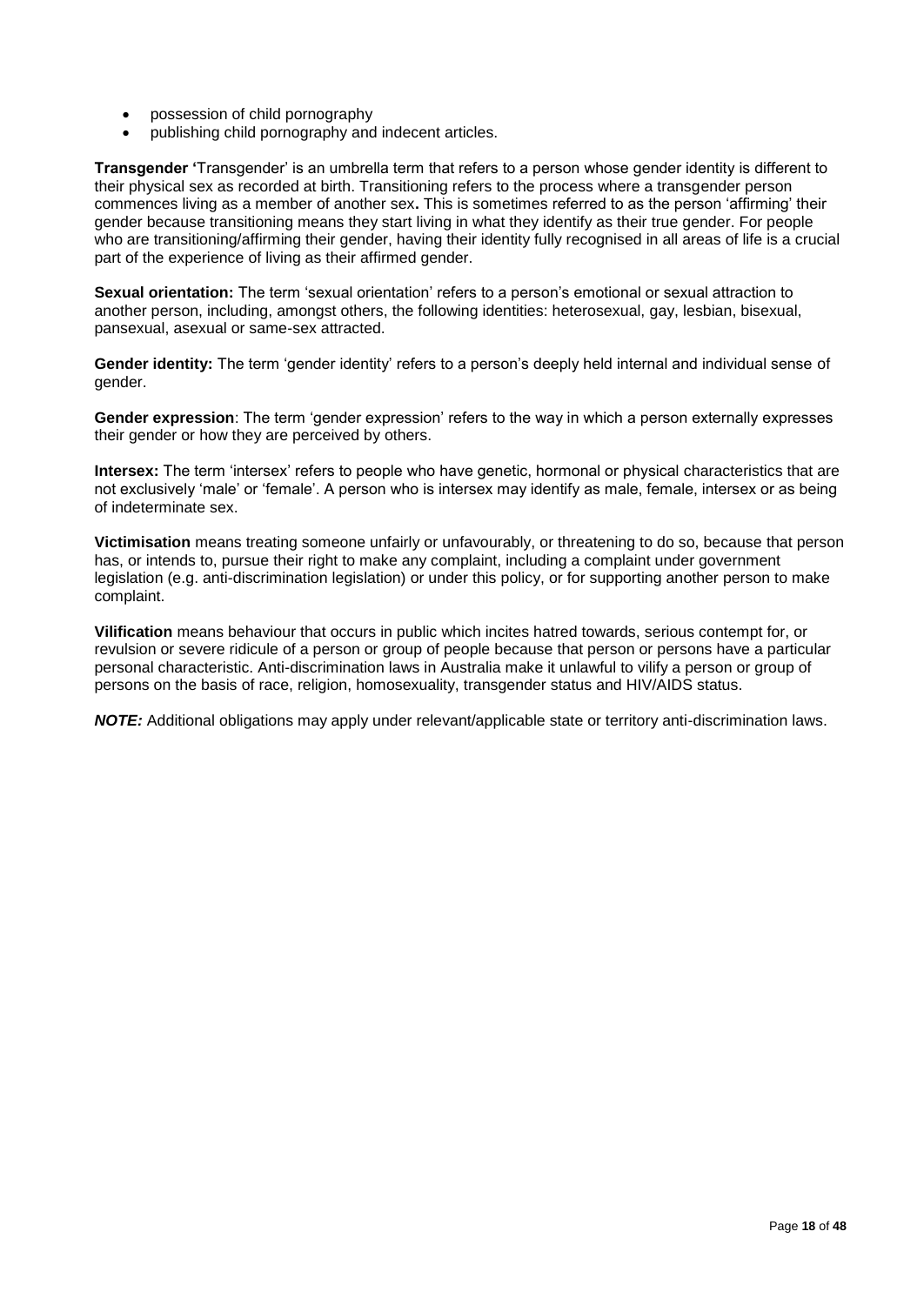- possession of child pornography
- publishing child pornography and indecent articles.

**Transgender '**Transgender' is an umbrella term that refers to a person whose gender identity is different to their physical sex as recorded at birth. Transitioning refers to the process where a transgender person commences living as a member of another sex**.** This is sometimes referred to as the person 'affirming' their gender because transitioning means they start living in what they identify as their true gender. For people who are transitioning/affirming their gender, having their identity fully recognised in all areas of life is a crucial part of the experience of living as their affirmed gender.

**Sexual orientation:** The term 'sexual orientation' refers to a person's emotional or sexual attraction to another person, including, amongst others, the following identities: heterosexual, gay, lesbian, bisexual, pansexual, asexual or same-sex attracted.

**Gender identity:** The term 'gender identity' refers to a person's deeply held internal and individual sense of gender.

**Gender expression**: The term 'gender expression' refers to the way in which a person externally expresses their gender or how they are perceived by others.

**Intersex:** The term 'intersex' refers to people who have genetic, hormonal or physical characteristics that are not exclusively 'male' or 'female'. A person who is intersex may identify as male, female, intersex or as being of indeterminate sex.

**Victimisation** means treating someone unfairly or unfavourably, or threatening to do so, because that person has, or intends to, pursue their right to make any complaint, including a complaint under government legislation (e.g. anti-discrimination legislation) or under this policy, or for supporting another person to make complaint.

**Vilification** means behaviour that occurs in public which incites hatred towards, serious contempt for, or revulsion or severe ridicule of a person or group of people because that person or persons have a particular personal characteristic. Anti-discrimination laws in Australia make it unlawful to vilify a person or group of persons on the basis of race, religion, homosexuality, transgender status and HIV/AIDS status.

***NOTE:*** Additional obligations may apply under relevant/applicable state or territory anti-discrimination laws.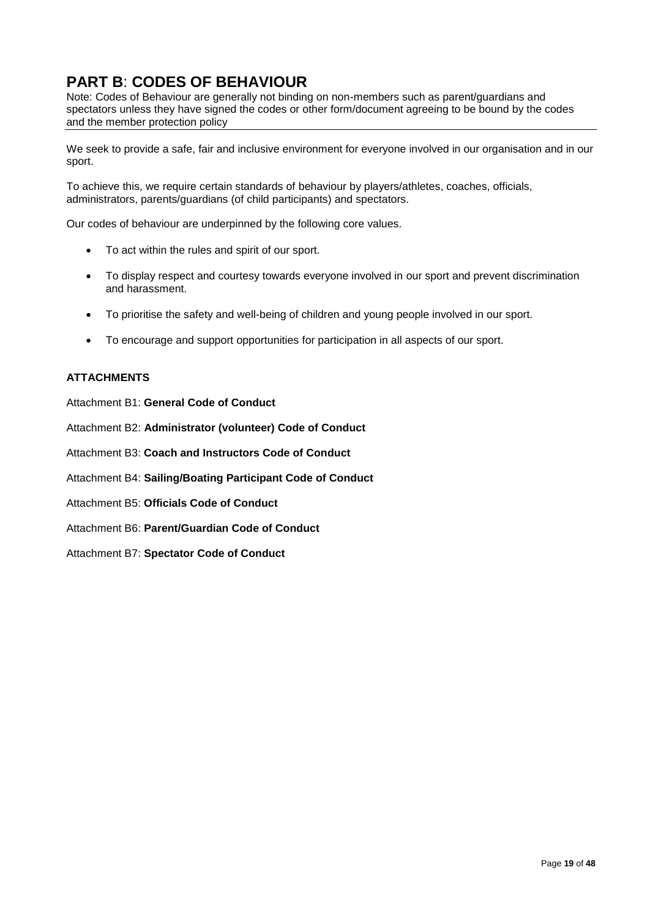# PART B: CODES OF BEHAVIOUR

Note: Codes of Behaviour are generally not binding on non-members such as parent/guardians and spectators unless they have signed the codes or other form/document agreeing to be bound by the codes and the member protection policy

We seek to provide a safe, fair and inclusive environment for everyone involved in our organisation and in our sport.

To achieve this, we require certain standards of behaviour by players/athletes, coaches, officials, administrators, parents/guardians (of child participants) and spectators.

Our codes of behaviour are underpinned by the following core values.

- To act within the rules and spirit of our sport.
- To display respect and courtesy towards everyone involved in our sport and prevent discrimination and harassment.
- To prioritise the safety and well-being of children and young people involved in our sport.
- To encourage and support opportunities for participation in all aspects of our sport.

**ATTACHMENTS**

Attachment B1: **General Code of Conduct**

Attachment B2: **Administrator (volunteer) Code of Conduct**

Attachment B3: **Coach and Instructors Code of Conduct**

Attachment B4: **Sailing/Boating Participant Code of Conduct**

Attachment B5: **Officials Code of Conduct**

Attachment B6: **Parent/Guardian Code of Conduct**

Attachment B7: **Spectator Code of Conduct**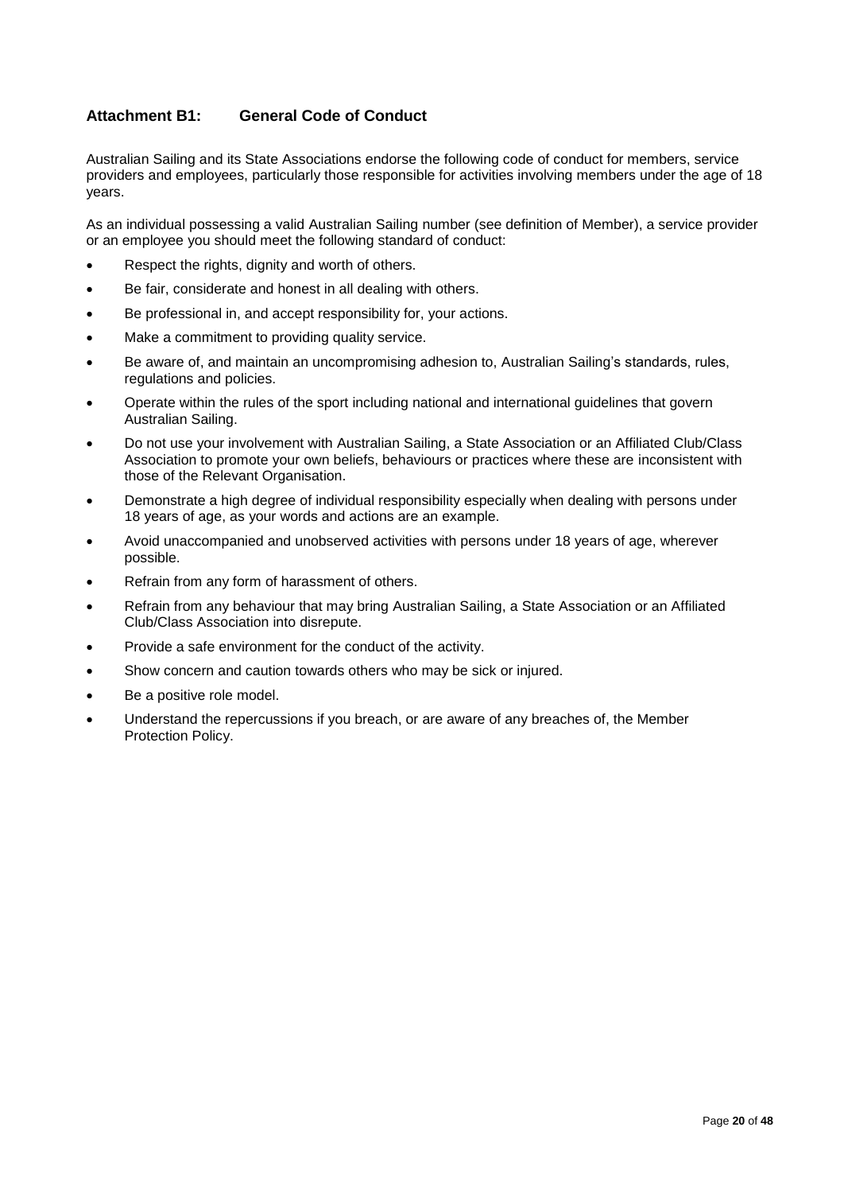## Attachment B1: General Code of Conduct

Australian Sailing and its State Associations endorse the following code of conduct for members, service providers and employees, particularly those responsible for activities involving members under the age of 18 years.

As an individual possessing a valid Australian Sailing number (see definition of Member), a service provider or an employee you should meet the following standard of conduct:

- Respect the rights, dignity and worth of others.
- Be fair, considerate and honest in all dealing with others.
- Be professional in, and accept responsibility for, your actions.
- Make a commitment to providing quality service.
- Be aware of, and maintain an uncompromising adhesion to, Australian Sailing's standards, rules, regulations and policies.
- Operate within the rules of the sport including national and international guidelines that govern Australian Sailing.
- Do not use your involvement with Australian Sailing, a State Association or an Affiliated Club/Class Association to promote your own beliefs, behaviours or practices where these are inconsistent with those of the Relevant Organisation.
- Demonstrate a high degree of individual responsibility especially when dealing with persons under 18 years of age, as your words and actions are an example.
- Avoid unaccompanied and unobserved activities with persons under 18 years of age, wherever possible.
- Refrain from any form of harassment of others.
- Refrain from any behaviour that may bring Australian Sailing, a State Association or an Affiliated Club/Class Association into disrepute.
- Provide a safe environment for the conduct of the activity.
- Show concern and caution towards others who may be sick or injured.
- Be a positive role model.
- Understand the repercussions if you breach, or are aware of any breaches of, the Member Protection Policy.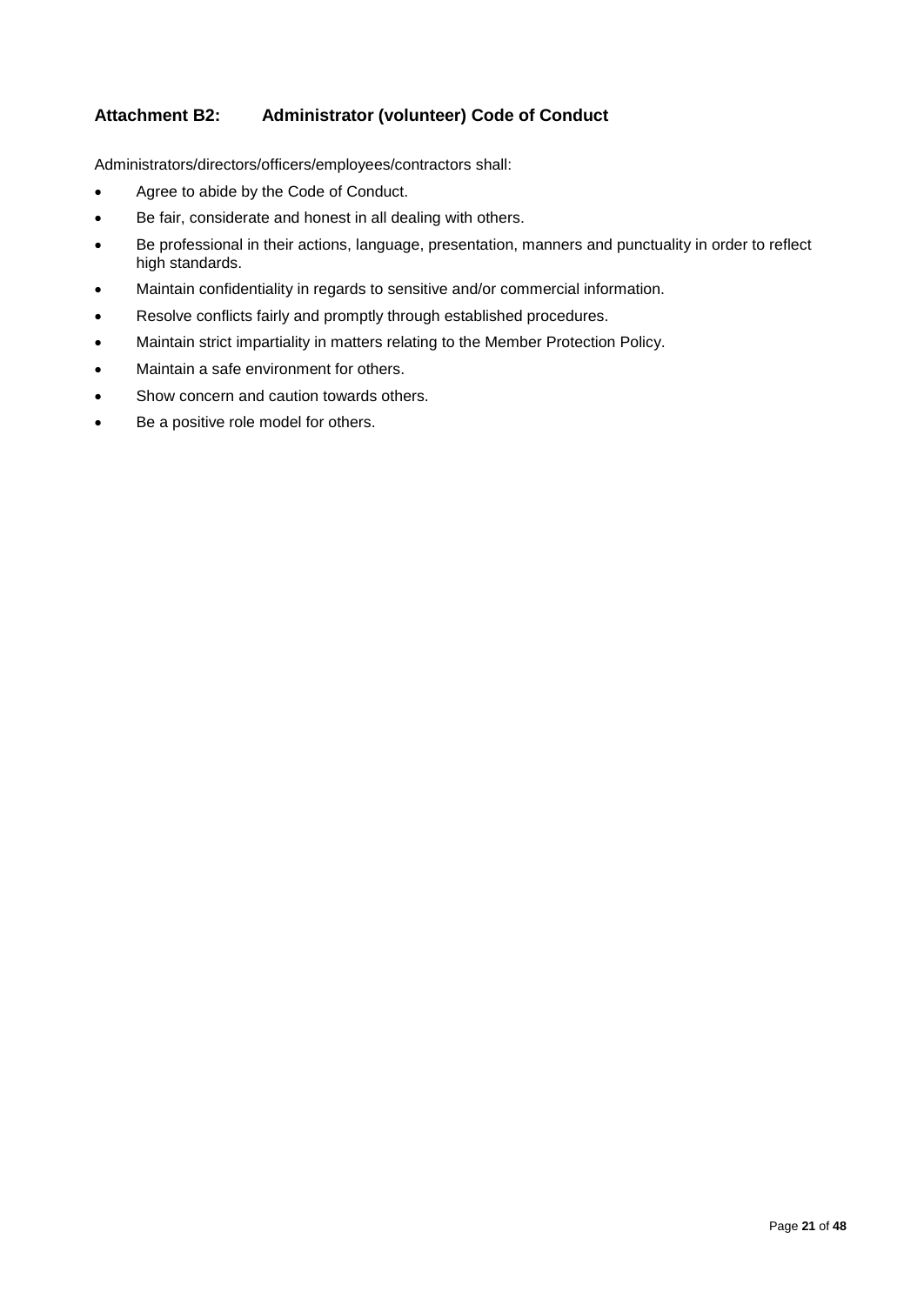### Attachment B2: Administrator (volunteer) Code of Conduct

Administrators/directors/officers/employees/contractors shall:

- Agree to abide by the Code of Conduct.
- Be fair, considerate and honest in all dealing with others.
- Be professional in their actions, language, presentation, manners and punctuality in order to reflect high standards.
- Maintain confidentiality in regards to sensitive and/or commercial information.
- Resolve conflicts fairly and promptly through established procedures.
- Maintain strict impartiality in matters relating to the Member Protection Policy.
- Maintain a safe environment for others.
- Show concern and caution towards others.
- Be a positive role model for others.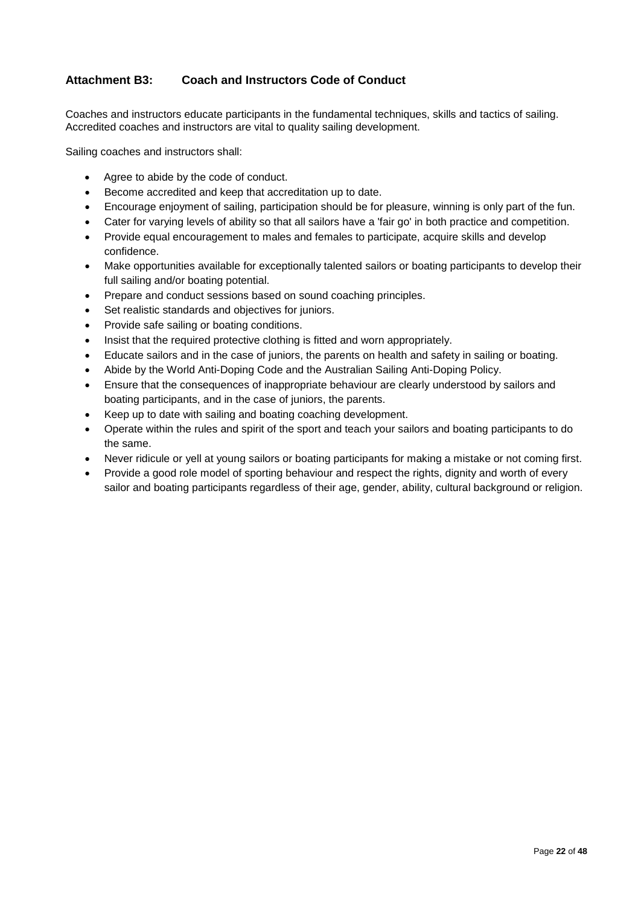### **Attachment B3: Coach and Instructors Code of Conduct**

Coaches and instructors educate participants in the fundamental techniques, skills and tactics of sailing. Accredited coaches and instructors are vital to quality sailing development.

Sailing coaches and instructors shall:

- Agree to abide by the code of conduct.
- Become accredited and keep that accreditation up to date.
- Encourage enjoyment of sailing, participation should be for pleasure, winning is only part of the fun.
- Cater for varying levels of ability so that all sailors have a 'fair go' in both practice and competition.
- Provide equal encouragement to males and females to participate, acquire skills and develop confidence.
- Make opportunities available for exceptionally talented sailors or boating participants to develop their full sailing and/or boating potential.
- Prepare and conduct sessions based on sound coaching principles.
- Set realistic standards and objectives for juniors.
- Provide safe sailing or boating conditions.
- Insist that the required protective clothing is fitted and worn appropriately.
- Educate sailors and in the case of juniors, the parents on health and safety in sailing or boating.
- Abide by the World Anti-Doping Code and the Australian Sailing Anti-Doping Policy.
- Ensure that the consequences of inappropriate behaviour are clearly understood by sailors and boating participants, and in the case of juniors, the parents.
- Keep up to date with sailing and boating coaching development.
- Operate within the rules and spirit of the sport and teach your sailors and boating participants to do the same.
- Never ridicule or yell at young sailors or boating participants for making a mistake or not coming first.
- Provide a good role model of sporting behaviour and respect the rights, dignity and worth of every sailor and boating participants regardless of their age, gender, ability, cultural background or religion.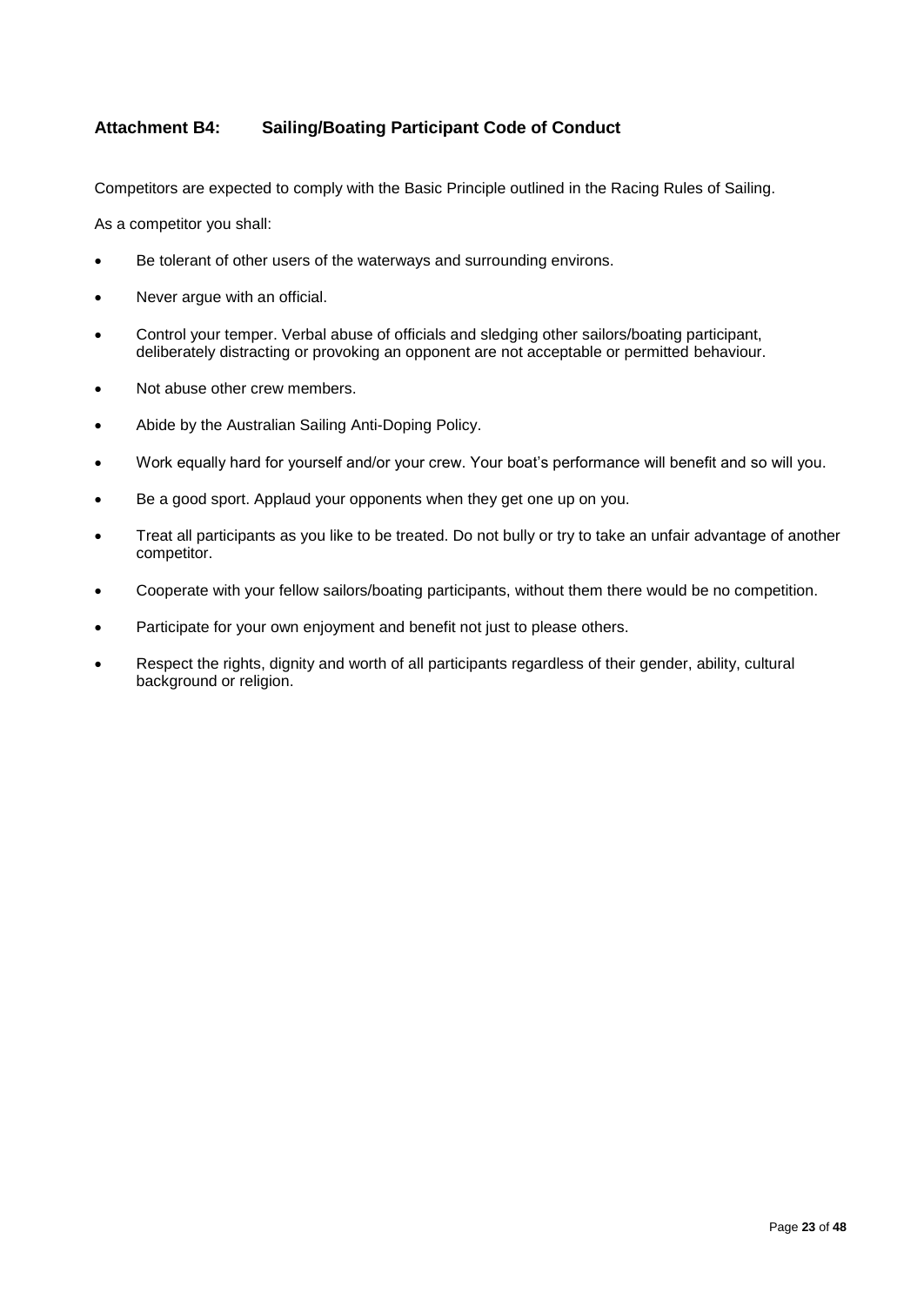### Attachment B4: Sailing/Boating Participant Code of Conduct

Competitors are expected to comply with the Basic Principle outlined in the Racing Rules of Sailing.

As a competitor you shall:

- Be tolerant of other users of the waterways and surrounding environs.
- Never argue with an official.
- Control your temper. Verbal abuse of officials and sledging other sailors/boating participant, deliberately distracting or provoking an opponent are not acceptable or permitted behaviour.
- Not abuse other crew members.
- Abide by the Australian Sailing Anti-Doping Policy.
- Work equally hard for yourself and/or your crew. Your boat's performance will benefit and so will you.
- Be a good sport. Applaud your opponents when they get one up on you.
- Treat all participants as you like to be treated. Do not bully or try to take an unfair advantage of another competitor.
- Cooperate with your fellow sailors/boating participants, without them there would be no competition.
- Participate for your own enjoyment and benefit not just to please others.
- Respect the rights, dignity and worth of all participants regardless of their gender, ability, cultural background or religion.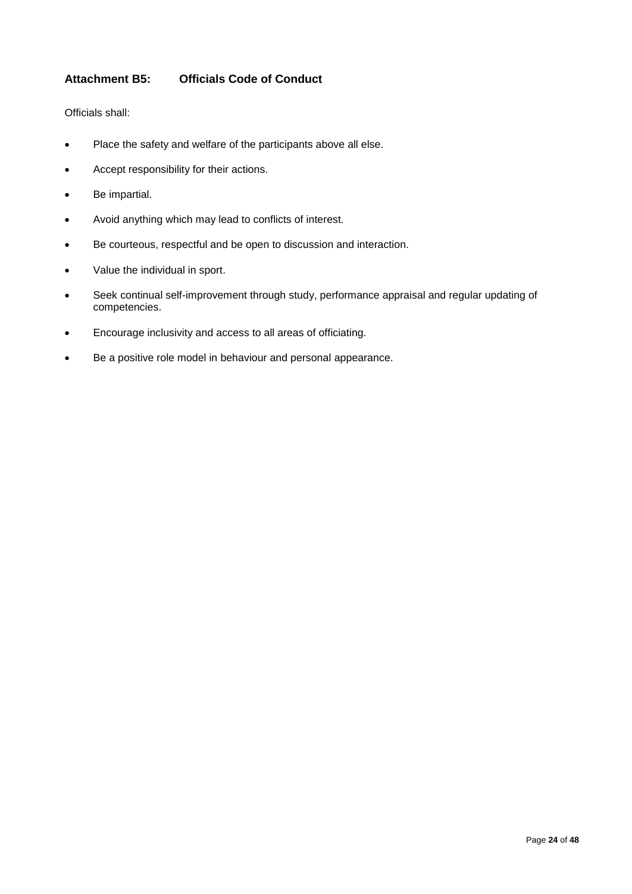## Attachment B5: Officials Code of Conduct

Officials shall:

- Place the safety and welfare of the participants above all else.
- Accept responsibility for their actions.
- Be impartial.
- Avoid anything which may lead to conflicts of interest.
- Be courteous, respectful and be open to discussion and interaction.
- Value the individual in sport.
- Seek continual self-improvement through study, performance appraisal and regular updating of competencies.
- Encourage inclusivity and access to all areas of officiating.
- Be a positive role model in behaviour and personal appearance.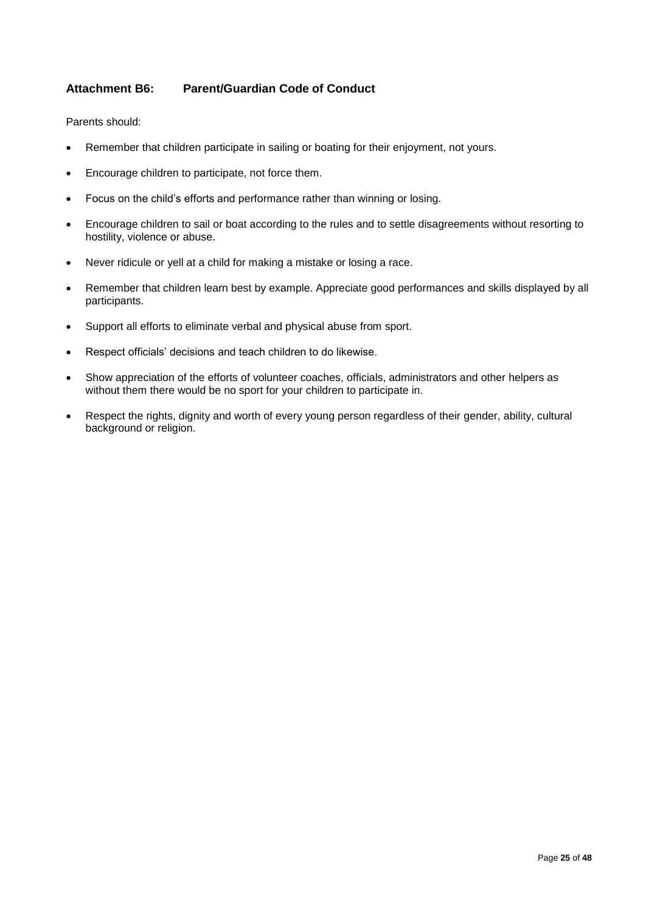## Attachment B6: Parent/Guardian Code of Conduct

Parents should:

- Remember that children participate in sailing or boating for their enjoyment, not yours.
- Encourage children to participate, not force them.
- Focus on the child's efforts and performance rather than winning or losing.
- Encourage children to sail or boat according to the rules and to settle disagreements without resorting to hostility, violence or abuse.
- Never ridicule or yell at a child for making a mistake or losing a race.
- Remember that children learn best by example. Appreciate good performances and skills displayed by all participants.
- Support all efforts to eliminate verbal and physical abuse from sport.
- Respect officials' decisions and teach children to do likewise.
- Show appreciation of the efforts of volunteer coaches, officials, administrators and other helpers as without them there would be no sport for your children to participate in.
- Respect the rights, dignity and worth of every young person regardless of their gender, ability, cultural background or religion.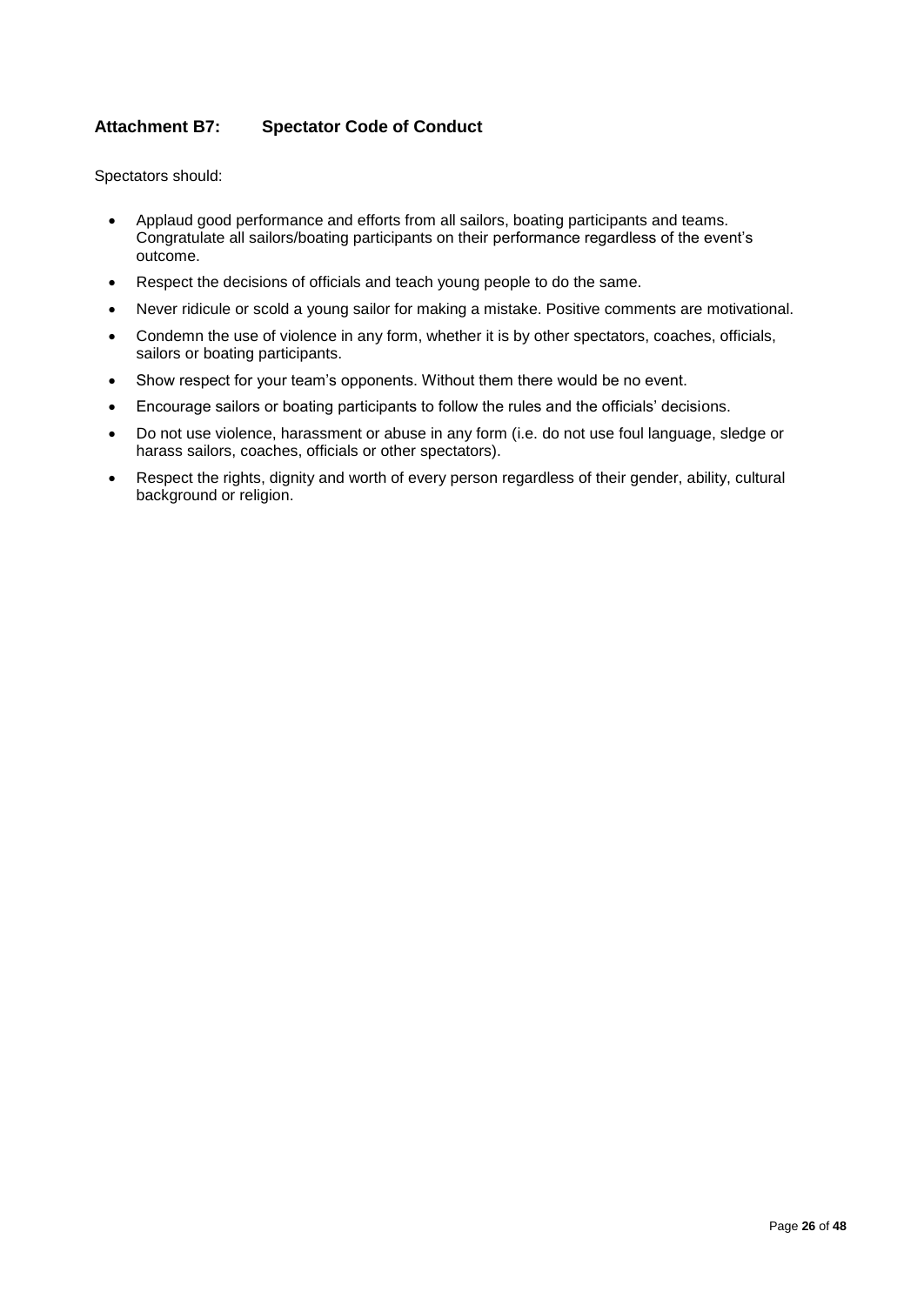### Attachment B7: Spectator Code of Conduct

Spectators should:

- Applaud good performance and efforts from all sailors, boating participants and teams. Congratulate all sailors/boating participants on their performance regardless of the event's outcome.
- Respect the decisions of officials and teach young people to do the same.
- Never ridicule or scold a young sailor for making a mistake. Positive comments are motivational.
- Condemn the use of violence in any form, whether it is by other spectators, coaches, officials, sailors or boating participants.
- Show respect for your team's opponents. Without them there would be no event.
- Encourage sailors or boating participants to follow the rules and the officials' decisions.
- Do not use violence, harassment or abuse in any form (i.e. do not use foul language, sledge or harass sailors, coaches, officials or other spectators).
- Respect the rights, dignity and worth of every person regardless of their gender, ability, cultural background or religion.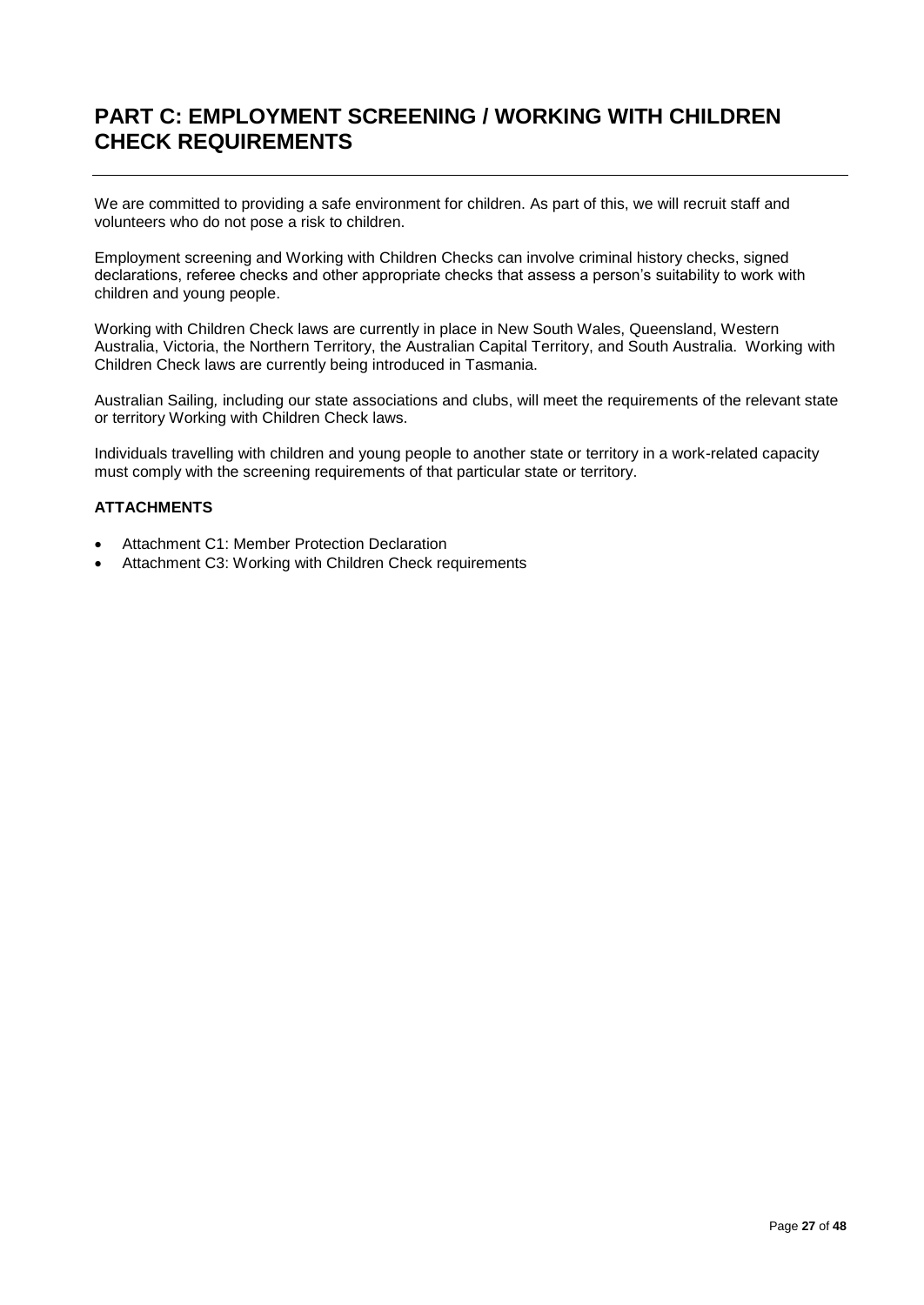# PART C: EMPLOYMENT SCREENING / WORKING WITH CHILDREN CHECK REQUIREMENTS

We are committed to providing a safe environment for children. As part of this, we will recruit staff and volunteers who do not pose a risk to children.

Employment screening and Working with Children Checks can involve criminal history checks, signed declarations, referee checks and other appropriate checks that assess a person's suitability to work with children and young people.

Working with Children Check laws are currently in place in New South Wales, Queensland, Western Australia, Victoria, the Northern Territory, the Australian Capital Territory, and South Australia. Working with Children Check laws are currently being introduced in Tasmania.

Australian Sailing, including our state associations and clubs, will meet the requirements of the relevant state or territory Working with Children Check laws.

Individuals travelling with children and young people to another state or territory in a work-related capacity must comply with the screening requirements of that particular state or territory.

**ATTACHMENTS**

- Attachment C1: Member Protection Declaration
- Attachment C3: Working with Children Check requirements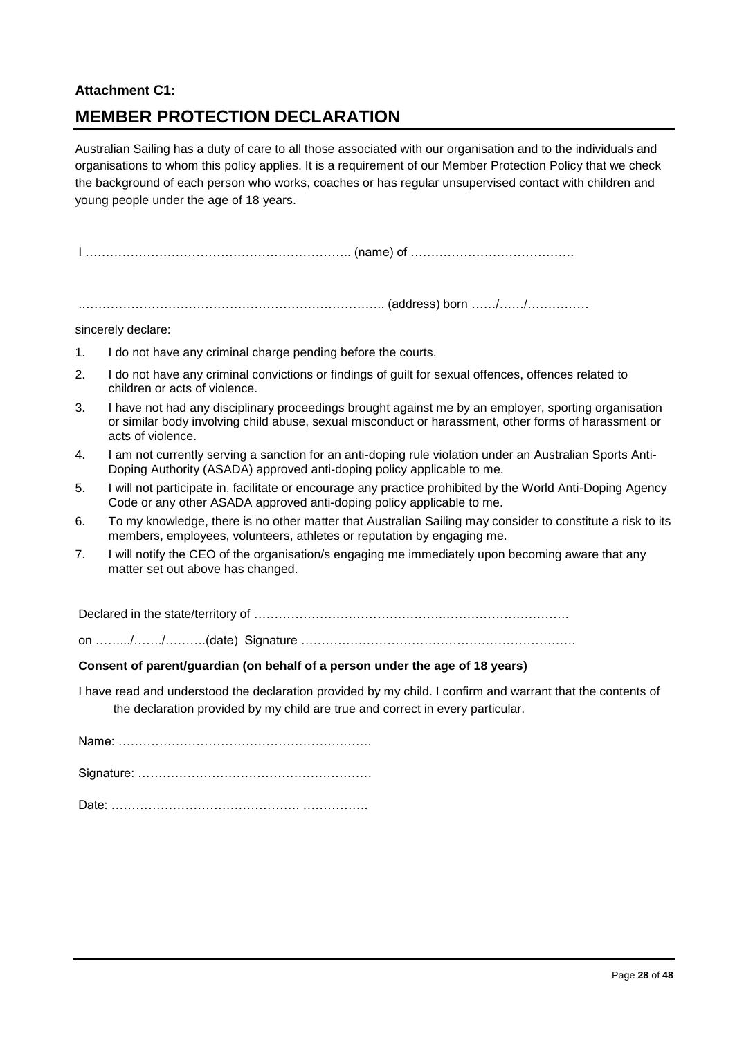**Attachment C1:**

## MEMBER PROTECTION DECLARATION

Australian Sailing has a duty of care to all those associated with our organisation and to the individuals and organisations to whom this policy applies. It is a requirement of our Member Protection Policy that we check the background of each person who works, coaches or has regular unsupervised contact with children and young people under the age of 18 years.

I ……………………………………………………….. (name) of ………………………………….

……………………………………………………………….. (address) born ……/……/……………

sincerely declare:

1. I do not have any criminal charge pending before the courts.
2. I do not have any criminal convictions or findings of guilt for sexual offences, offences related to children or acts of violence.
3. I have not had any disciplinary proceedings brought against me by an employer, sporting organisation or similar body involving child abuse, sexual misconduct or harassment, other forms of harassment or acts of violence.
4. I am not currently serving a sanction for an anti-doping rule violation under an Australian Sports Anti-Doping Authority (ASADA) approved anti-doping policy applicable to me.
5. I will not participate in, facilitate or encourage any practice prohibited by the World Anti-Doping Agency Code or any other ASADA approved anti-doping policy applicable to me.
6. To my knowledge, there is no other matter that Australian Sailing may consider to constitute a risk to its members, employees, volunteers, athletes or reputation by engaging me.
7. I will notify the CEO of the organisation/s engaging me immediately upon becoming aware that any matter set out above has changed.

Declared in the state/territory of ……………………………………………………………………….

on ……../……./……….(date) Signature …………………………………………………………

**Consent of parent/guardian (on behalf of a person under the age of 18 years)**

I have read and understood the declaration provided by my child. I confirm and warrant that the contents of the declaration provided by my child are true and correct in every particular.

Name: …………………………………………………….…….

Signature: …………………………………………………

Date: ………………………………………. …………….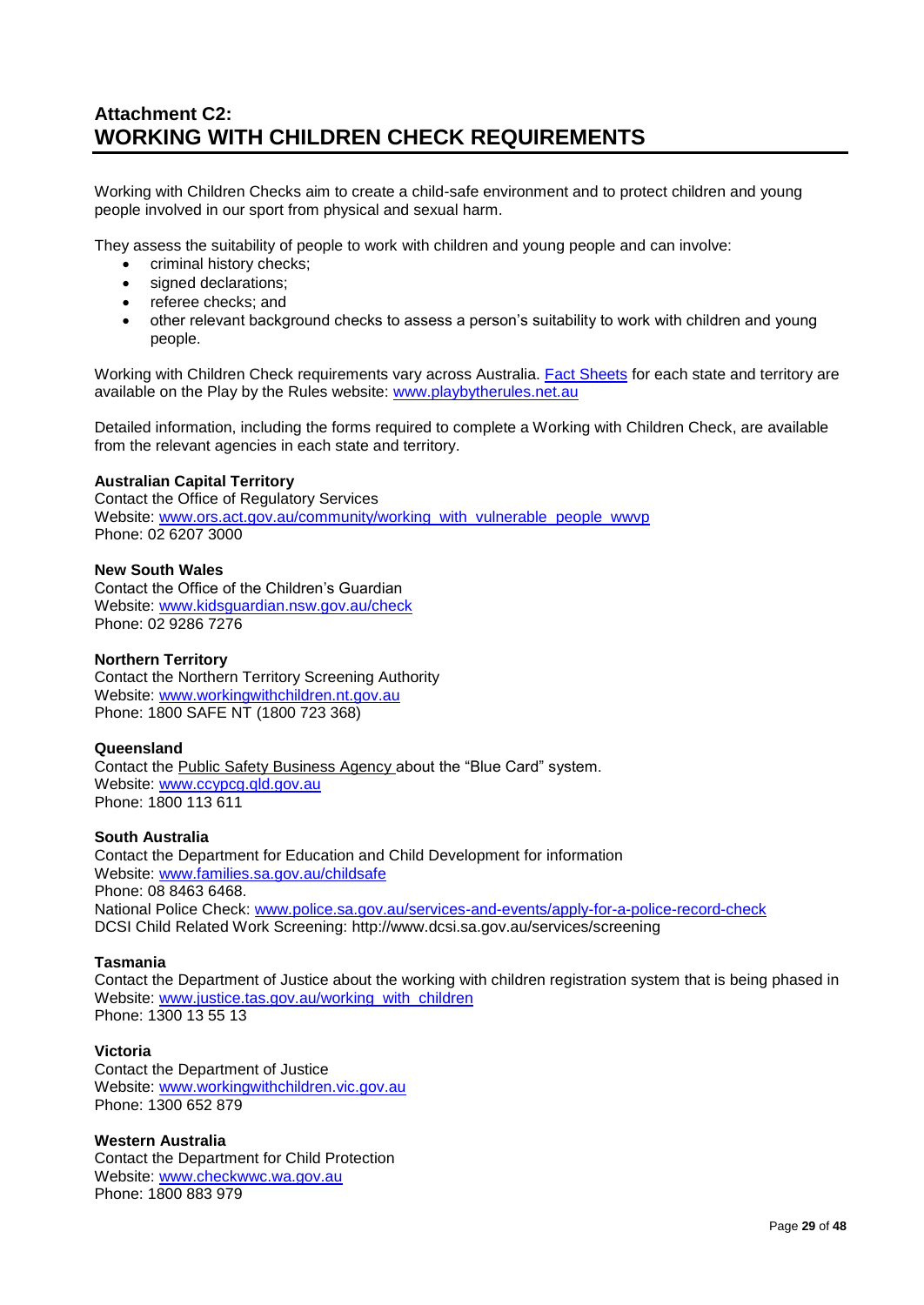## Attachment C2: WORKING WITH CHILDREN CHECK REQUIREMENTS

Working with Children Checks aim to create a child-safe environment and to protect children and young people involved in our sport from physical and sexual harm.

They assess the suitability of people to work with children and young people and can involve:

- criminal history checks;
- signed declarations;
- referee checks; and
- other relevant background checks to assess a person's suitability to work with children and young people.

Working with Children Check requirements vary across Australia. Fact Sheets for each state and territory are available on the Play by the Rules website: www.playbytherules.net.au

Detailed information, including the forms required to complete a Working with Children Check, are available from the relevant agencies in each state and territory.

**Australian Capital Territory**
Contact the Office of Regulatory Services
Website: www.ors.act.gov.au/community/working_with_vulnerable_people_wwvp
Phone: 02 6207 3000

**New South Wales**
Contact the Office of the Children's Guardian
Website: www.kidsguardian.nsw.gov.au/check
Phone: 02 9286 7276

**Northern Territory**
Contact the Northern Territory Screening Authority
Website: www.workingwithchildren.nt.gov.au
Phone: 1800 SAFE NT (1800 723 368)

**Queensland**
Contact the Public Safety Business Agency about the "Blue Card" system.
Website: www.ccypcg.qld.gov.au
Phone: 1800 113 611

**South Australia**
Contact the Department for Education and Child Development for information
Website: www.families.sa.gov.au/childsafe
Phone: 08 8463 6468.
National Police Check: www.police.sa.gov.au/services-and-events/apply-for-a-police-record-check
DCSI Child Related Work Screening: http://www.dcsi.sa.gov.au/services/screening

**Tasmania**
Contact the Department of Justice about the working with children registration system that is being phased in
Website: www.justice.tas.gov.au/working_with_children
Phone: 1300 13 55 13

**Victoria**
Contact the Department of Justice
Website: www.workingwithchildren.vic.gov.au
Phone: 1300 652 879

**Western Australia**
Contact the Department for Child Protection
Website: www.checkwwc.wa.gov.au
Phone: 1800 883 979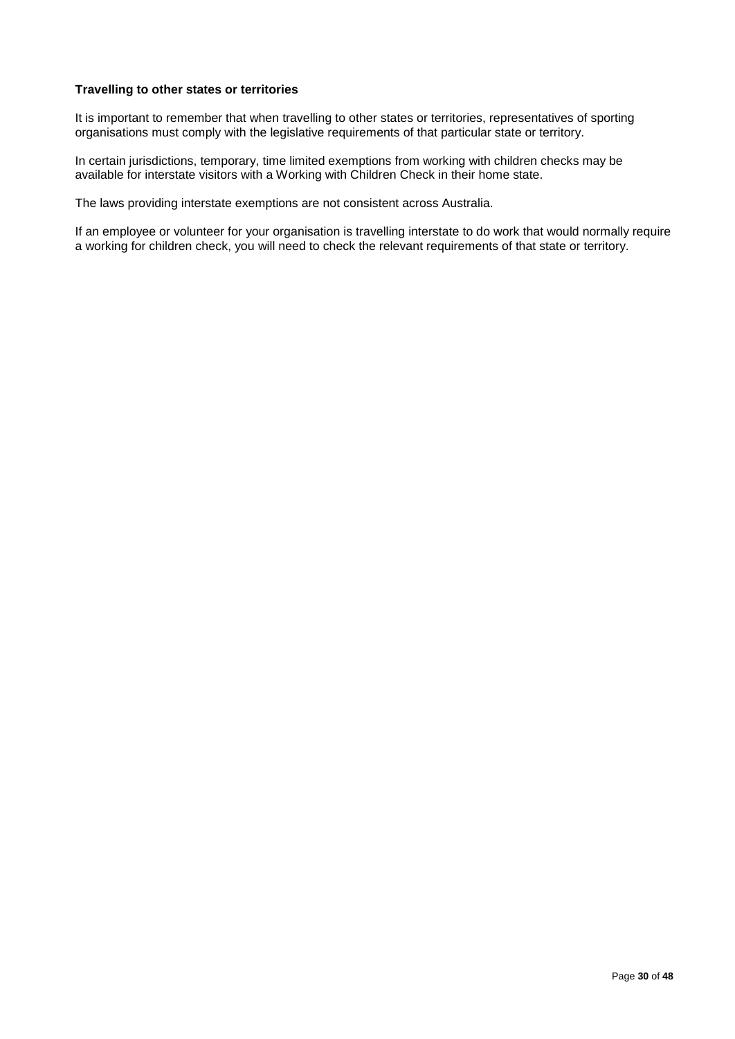**Travelling to other states or territories**

It is important to remember that when travelling to other states or territories, representatives of sporting organisations must comply with the legislative requirements of that particular state or territory.

In certain jurisdictions, temporary, time limited exemptions from working with children checks may be available for interstate visitors with a Working with Children Check in their home state.

The laws providing interstate exemptions are not consistent across Australia.

If an employee or volunteer for your organisation is travelling interstate to do work that would normally require a working for children check, you will need to check the relevant requirements of that state or territory.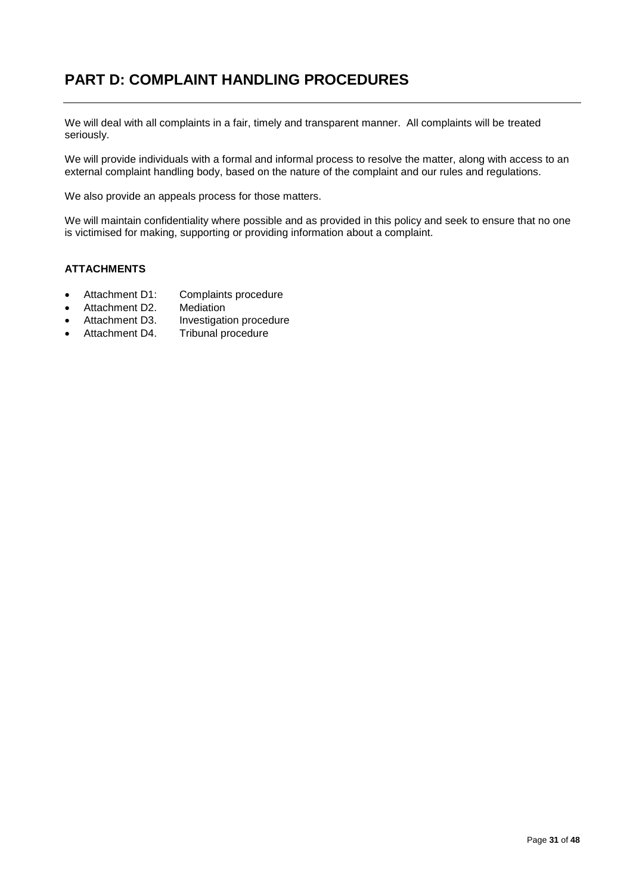# PART D: COMPLAINT HANDLING PROCEDURES

We will deal with all complaints in a fair, timely and transparent manner. All complaints will be treated seriously.

We will provide individuals with a formal and informal process to resolve the matter, along with access to an external complaint handling body, based on the nature of the complaint and our rules and regulations.

We also provide an appeals process for those matters.

We will maintain confidentiality where possible and as provided in this policy and seek to ensure that no one is victimised for making, supporting or providing information about a complaint.

**ATTACHMENTS**

- Attachment D1: Complaints procedure
- Attachment D2. Mediation
- Attachment D3. Investigation procedure
- Attachment D4. Tribunal procedure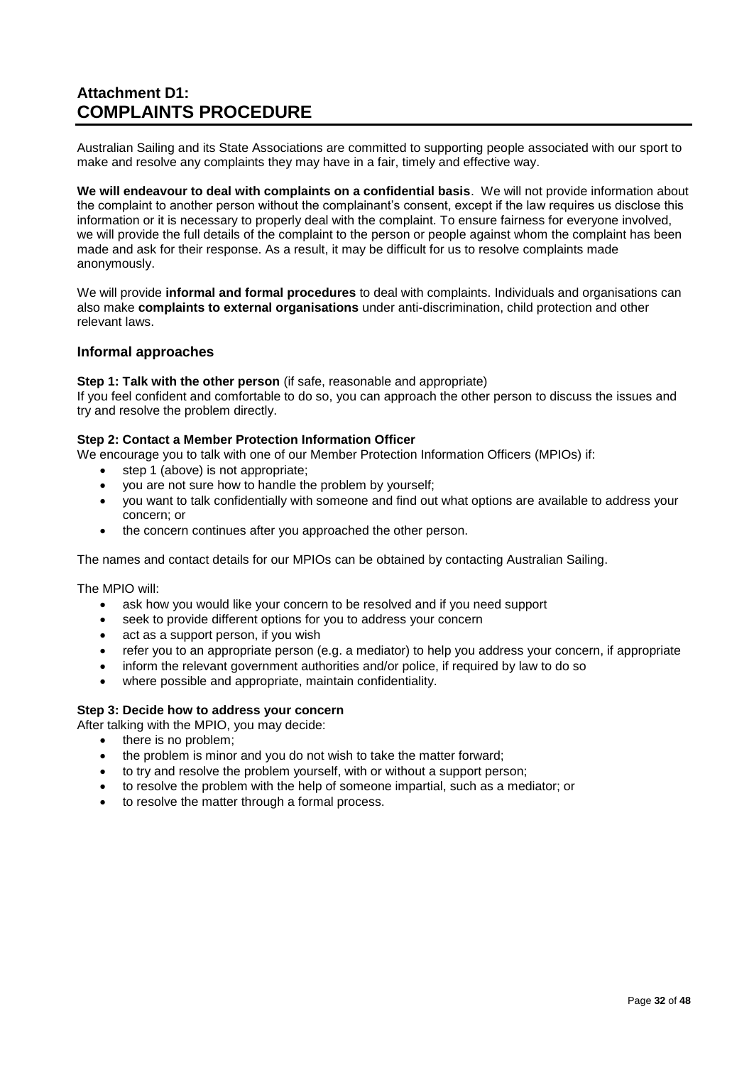# Attachment D1:
# COMPLAINTS PROCEDURE

Australian Sailing and its State Associations are committed to supporting people associated with our sport to make and resolve any complaints they may have in a fair, timely and effective way.

**We will endeavour to deal with complaints on a confidential basis**. We will not provide information about the complaint to another person without the complainant's consent, except if the law requires us disclose this information or it is necessary to properly deal with the complaint. To ensure fairness for everyone involved, we will provide the full details of the complaint to the person or people against whom the complaint has been made and ask for their response. As a result, it may be difficult for us to resolve complaints made anonymously.

We will provide **informal and formal procedures** to deal with complaints. Individuals and organisations can also make **complaints to external organisations** under anti-discrimination, child protection and other relevant laws.

## Informal approaches

**Step 1: Talk with the other person** (if safe, reasonable and appropriate)
If you feel confident and comfortable to do so, you can approach the other person to discuss the issues and try and resolve the problem directly.

**Step 2: Contact a Member Protection Information Officer**
We encourage you to talk with one of our Member Protection Information Officers (MPIOs) if:

- step 1 (above) is not appropriate;
- you are not sure how to handle the problem by yourself;
- you want to talk confidentially with someone and find out what options are available to address your concern; or
- the concern continues after you approached the other person.

The names and contact details for our MPIOs can be obtained by contacting Australian Sailing.

The MPIO will:

- ask how you would like your concern to be resolved and if you need support
- seek to provide different options for you to address your concern
- act as a support person, if you wish
- refer you to an appropriate person (e.g. a mediator) to help you address your concern, if appropriate
- inform the relevant government authorities and/or police, if required by law to do so
- where possible and appropriate, maintain confidentiality.

**Step 3: Decide how to address your concern**
After talking with the MPIO, you may decide:

- there is no problem;
- the problem is minor and you do not wish to take the matter forward;
- to try and resolve the problem yourself, with or without a support person;
- to resolve the problem with the help of someone impartial, such as a mediator; or
- to resolve the matter through a formal process.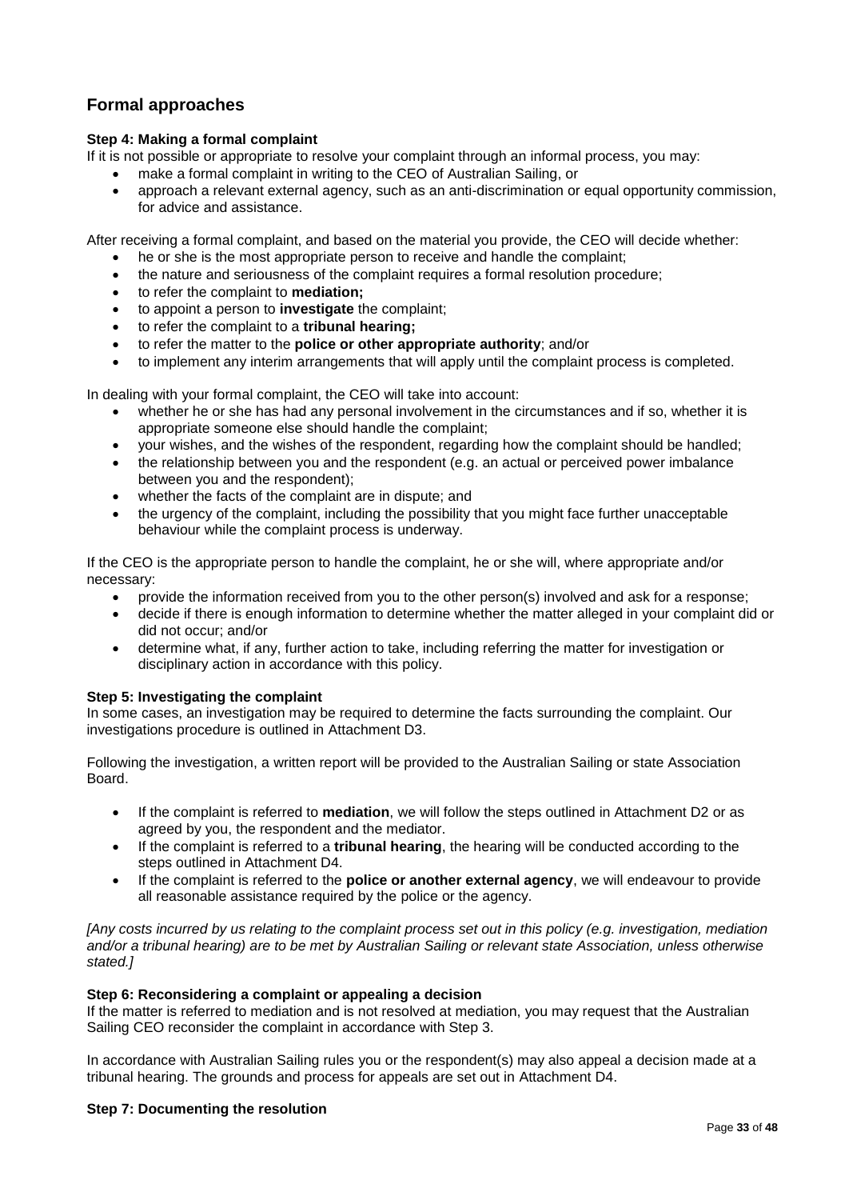## Formal approaches

**Step 4: Making a formal complaint**

If it is not possible or appropriate to resolve your complaint through an informal process, you may:

- make a formal complaint in writing to the CEO of Australian Sailing, or
- approach a relevant external agency, such as an anti-discrimination or equal opportunity commission, for advice and assistance.

After receiving a formal complaint, and based on the material you provide, the CEO will decide whether:

- he or she is the most appropriate person to receive and handle the complaint;
- the nature and seriousness of the complaint requires a formal resolution procedure;
- to refer the complaint to **mediation;**
- to appoint a person to **investigate** the complaint;
- to refer the complaint to a **tribunal hearing;**
- to refer the matter to the **police or other appropriate authority**; and/or
- to implement any interim arrangements that will apply until the complaint process is completed.

In dealing with your formal complaint, the CEO will take into account:

- whether he or she has had any personal involvement in the circumstances and if so, whether it is appropriate someone else should handle the complaint;
- your wishes, and the wishes of the respondent, regarding how the complaint should be handled;
- the relationship between you and the respondent (e.g. an actual or perceived power imbalance between you and the respondent);
- whether the facts of the complaint are in dispute; and
- the urgency of the complaint, including the possibility that you might face further unacceptable behaviour while the complaint process is underway.

If the CEO is the appropriate person to handle the complaint, he or she will, where appropriate and/or necessary:

- provide the information received from you to the other person(s) involved and ask for a response;
- decide if there is enough information to determine whether the matter alleged in your complaint did or did not occur; and/or
- determine what, if any, further action to take, including referring the matter for investigation or disciplinary action in accordance with this policy.

**Step 5: Investigating the complaint**

In some cases, an investigation may be required to determine the facts surrounding the complaint. Our investigations procedure is outlined in Attachment D3.

Following the investigation, a written report will be provided to the Australian Sailing or state Association Board.

- If the complaint is referred to **mediation**, we will follow the steps outlined in Attachment D2 or as agreed by you, the respondent and the mediator.
- If the complaint is referred to a **tribunal hearing**, the hearing will be conducted according to the steps outlined in Attachment D4.
- If the complaint is referred to the **police or another external agency**, we will endeavour to provide all reasonable assistance required by the police or the agency.

*[Any costs incurred by us relating to the complaint process set out in this policy (e.g. investigation, mediation and/or a tribunal hearing) are to be met by Australian Sailing or relevant state Association, unless otherwise stated.]*

**Step 6: Reconsidering a complaint or appealing a decision**

If the matter is referred to mediation and is not resolved at mediation, you may request that the Australian Sailing CEO reconsider the complaint in accordance with Step 3.

In accordance with Australian Sailing rules you or the respondent(s) may also appeal a decision made at a tribunal hearing. The grounds and process for appeals are set out in Attachment D4.

**Step 7: Documenting the resolution**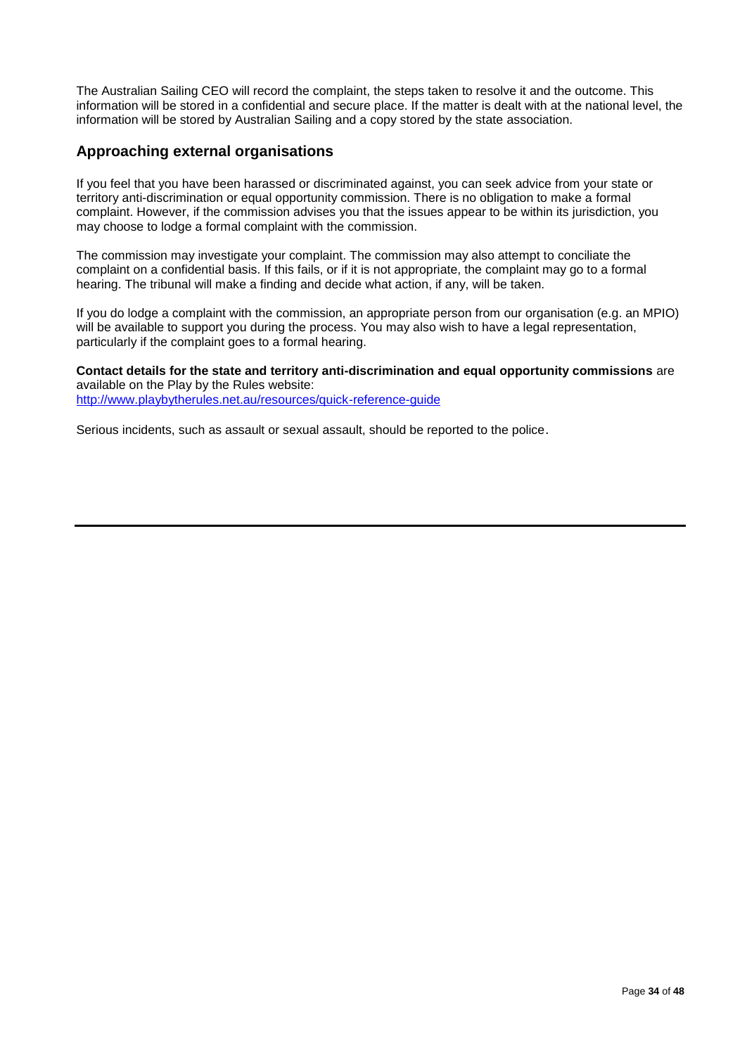The Australian Sailing CEO will record the complaint, the steps taken to resolve it and the outcome. This information will be stored in a confidential and secure place. If the matter is dealt with at the national level, the information will be stored by Australian Sailing and a copy stored by the state association.

## Approaching external organisations

If you feel that you have been harassed or discriminated against, you can seek advice from your state or territory anti-discrimination or equal opportunity commission. There is no obligation to make a formal complaint. However, if the commission advises you that the issues appear to be within its jurisdiction, you may choose to lodge a formal complaint with the commission.

The commission may investigate your complaint. The commission may also attempt to conciliate the complaint on a confidential basis. If this fails, or if it is not appropriate, the complaint may go to a formal hearing. The tribunal will make a finding and decide what action, if any, will be taken.

If you do lodge a complaint with the commission, an appropriate person from our organisation (e.g. an MPIO) will be available to support you during the process. You may also wish to have a legal representation, particularly if the complaint goes to a formal hearing.

**Contact details for the state and territory anti-discrimination and equal opportunity commissions** are available on the Play by the Rules website:
http://www.playbytherules.net.au/resources/quick-reference-guide

Serious incidents, such as assault or sexual assault, should be reported to the police.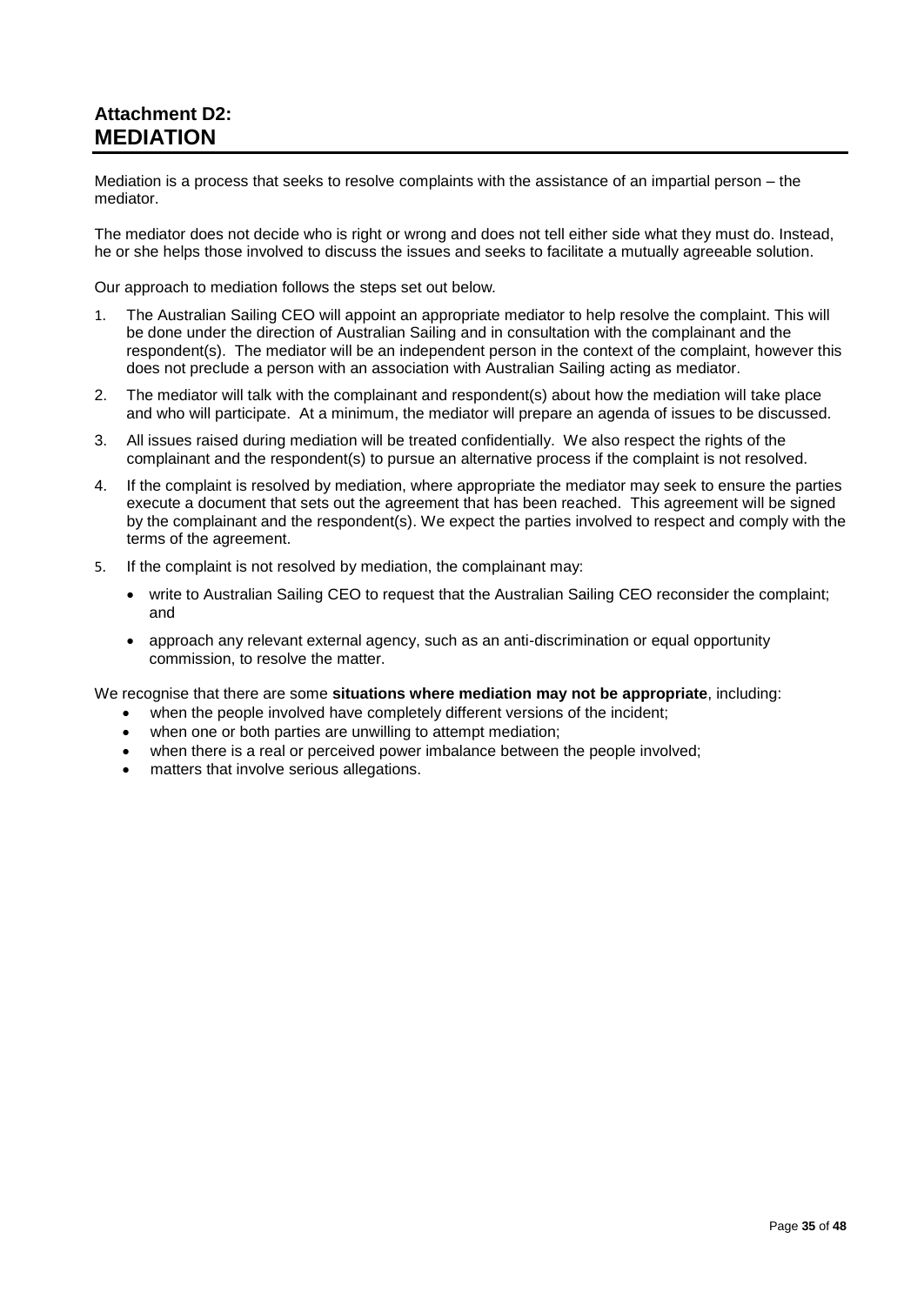## Attachment D2: MEDIATION

Mediation is a process that seeks to resolve complaints with the assistance of an impartial person – the mediator.

The mediator does not decide who is right or wrong and does not tell either side what they must do. Instead, he or she helps those involved to discuss the issues and seeks to facilitate a mutually agreeable solution.

Our approach to mediation follows the steps set out below.

1. The Australian Sailing CEO will appoint an appropriate mediator to help resolve the complaint. This will be done under the direction of Australian Sailing and in consultation with the complainant and the respondent(s). The mediator will be an independent person in the context of the complaint, however this does not preclude a person with an association with Australian Sailing acting as mediator.
2. The mediator will talk with the complainant and respondent(s) about how the mediation will take place and who will participate. At a minimum, the mediator will prepare an agenda of issues to be discussed.
3. All issues raised during mediation will be treated confidentially. We also respect the rights of the complainant and the respondent(s) to pursue an alternative process if the complaint is not resolved.
4. If the complaint is resolved by mediation, where appropriate the mediator may seek to ensure the parties execute a document that sets out the agreement that has been reached. This agreement will be signed by the complainant and the respondent(s). We expect the parties involved to respect and comply with the terms of the agreement.
5. If the complaint is not resolved by mediation, the complainant may:
   - write to Australian Sailing CEO to request that the Australian Sailing CEO reconsider the complaint; and
   - approach any relevant external agency, such as an anti-discrimination or equal opportunity commission, to resolve the matter.

We recognise that there are some **situations where mediation may not be appropriate**, including:

- when the people involved have completely different versions of the incident;
- when one or both parties are unwilling to attempt mediation;
- when there is a real or perceived power imbalance between the people involved;
- matters that involve serious allegations.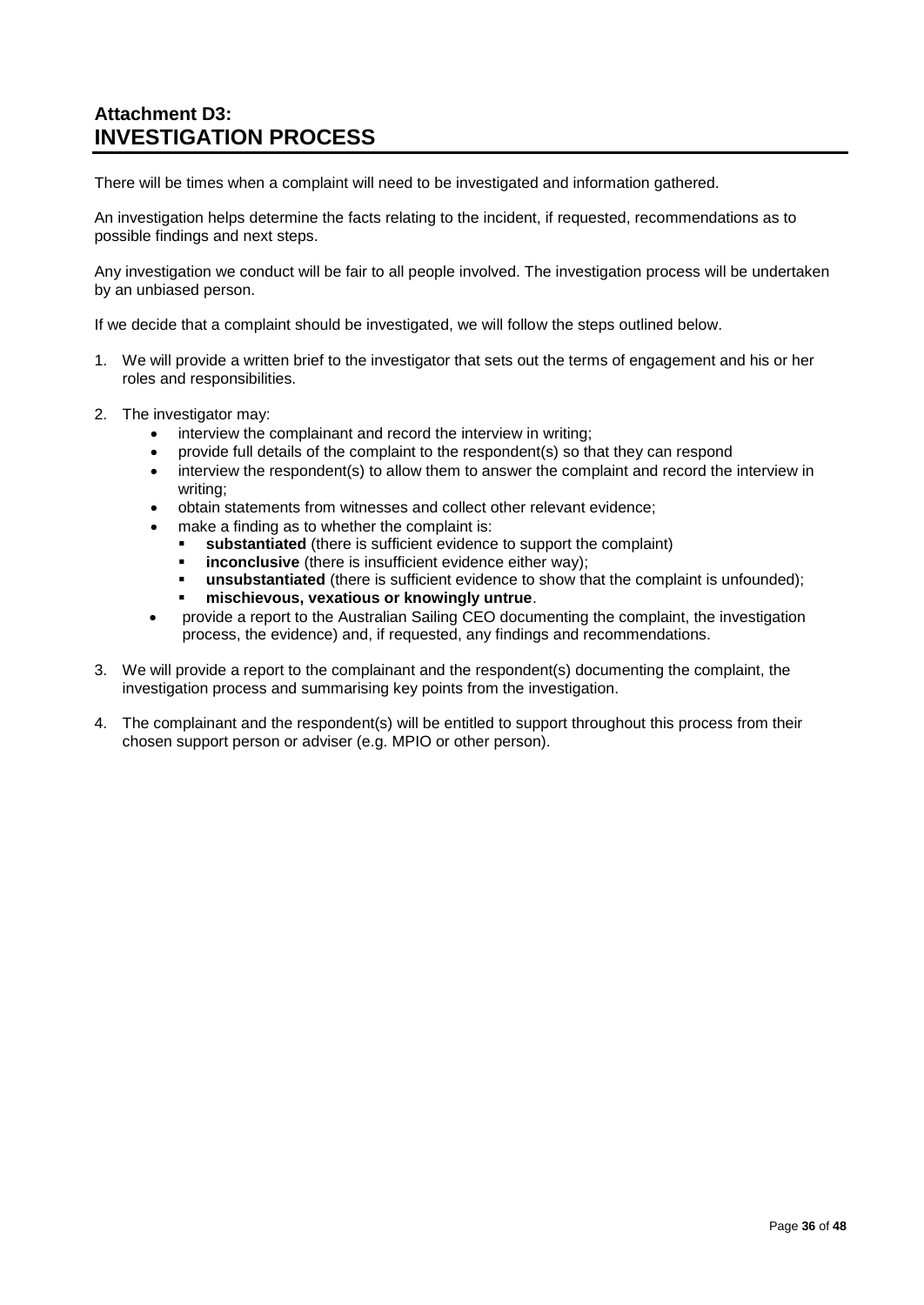## Attachment D3: INVESTIGATION PROCESS

There will be times when a complaint will need to be investigated and information gathered.

An investigation helps determine the facts relating to the incident, if requested, recommendations as to possible findings and next steps.

Any investigation we conduct will be fair to all people involved. The investigation process will be undertaken by an unbiased person.

If we decide that a complaint should be investigated, we will follow the steps outlined below.

1. We will provide a written brief to the investigator that sets out the terms of engagement and his or her roles and responsibilities.

2. The investigator may:
   - interview the complainant and record the interview in writing;
   - provide full details of the complaint to the respondent(s) so that they can respond
   - interview the respondent(s) to allow them to answer the complaint and record the interview in writing;
   - obtain statements from witnesses and collect other relevant evidence;
   - make a finding as to whether the complaint is:
     - **substantiated** (there is sufficient evidence to support the complaint)
     - **inconclusive** (there is insufficient evidence either way);
     - **unsubstantiated** (there is sufficient evidence to show that the complaint is unfounded);
     - **mischievous, vexatious or knowingly untrue**.
   - provide a report to the Australian Sailing CEO documenting the complaint, the investigation process, the evidence) and, if requested, any findings and recommendations.

3. We will provide a report to the complainant and the respondent(s) documenting the complaint, the investigation process and summarising key points from the investigation.

4. The complainant and the respondent(s) will be entitled to support throughout this process from their chosen support person or adviser (e.g. MPIO or other person).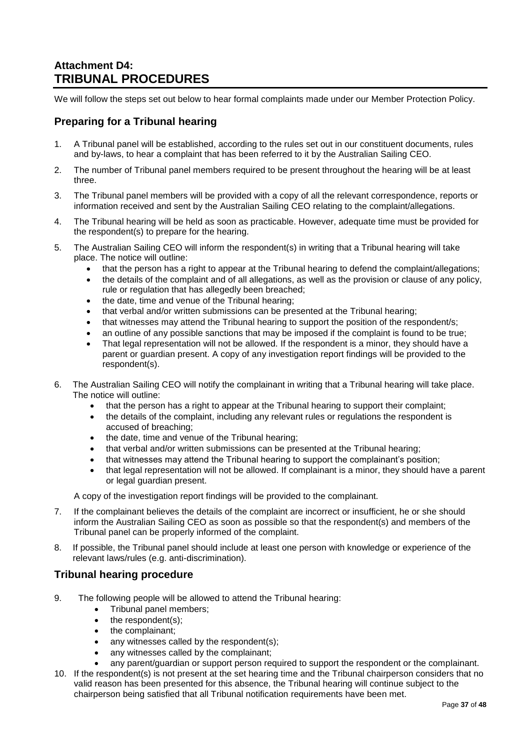## Attachment D4: TRIBUNAL PROCEDURES

We will follow the steps set out below to hear formal complaints made under our Member Protection Policy.

### Preparing for a Tribunal hearing

1. A Tribunal panel will be established, according to the rules set out in our constituent documents, rules and by-laws, to hear a complaint that has been referred to it by the Australian Sailing CEO.
2. The number of Tribunal panel members required to be present throughout the hearing will be at least three.
3. The Tribunal panel members will be provided with a copy of all the relevant correspondence, reports or information received and sent by the Australian Sailing CEO relating to the complaint/allegations.
4. The Tribunal hearing will be held as soon as practicable. However, adequate time must be provided for the respondent(s) to prepare for the hearing.
5. The Australian Sailing CEO will inform the respondent(s) in writing that a Tribunal hearing will take place. The notice will outline:
    - that the person has a right to appear at the Tribunal hearing to defend the complaint/allegations;
    - the details of the complaint and of all allegations, as well as the provision or clause of any policy, rule or regulation that has allegedly been breached;
    - the date, time and venue of the Tribunal hearing;
    - that verbal and/or written submissions can be presented at the Tribunal hearing;
    - that witnesses may attend the Tribunal hearing to support the position of the respondent/s;
    - an outline of any possible sanctions that may be imposed if the complaint is found to be true;
    - That legal representation will not be allowed. If the respondent is a minor, they should have a parent or guardian present. A copy of any investigation report findings will be provided to the respondent(s).
6. The Australian Sailing CEO will notify the complainant in writing that a Tribunal hearing will take place. The notice will outline:
    - that the person has a right to appear at the Tribunal hearing to support their complaint;
    - the details of the complaint, including any relevant rules or regulations the respondent is accused of breaching;
    - the date, time and venue of the Tribunal hearing;
    - that verbal and/or written submissions can be presented at the Tribunal hearing;
    - that witnesses may attend the Tribunal hearing to support the complainant's position;
    - that legal representation will not be allowed. If complainant is a minor, they should have a parent or legal guardian present.

    A copy of the investigation report findings will be provided to the complainant.
7. If the complainant believes the details of the complaint are incorrect or insufficient, he or she should inform the Australian Sailing CEO as soon as possible so that the respondent(s) and members of the Tribunal panel can be properly informed of the complaint.
8. If possible, the Tribunal panel should include at least one person with knowledge or experience of the relevant laws/rules (e.g. anti-discrimination).

### Tribunal hearing procedure

9. The following people will be allowed to attend the Tribunal hearing:
    - Tribunal panel members;
    - the respondent(s);
    - the complainant;
    - any witnesses called by the respondent(s);
    - any witnesses called by the complainant;
    - any parent/guardian or support person required to support the respondent or the complainant.
10. If the respondent(s) is not present at the set hearing time and the Tribunal chairperson considers that no valid reason has been presented for this absence, the Tribunal hearing will continue subject to the chairperson being satisfied that all Tribunal notification requirements have been met.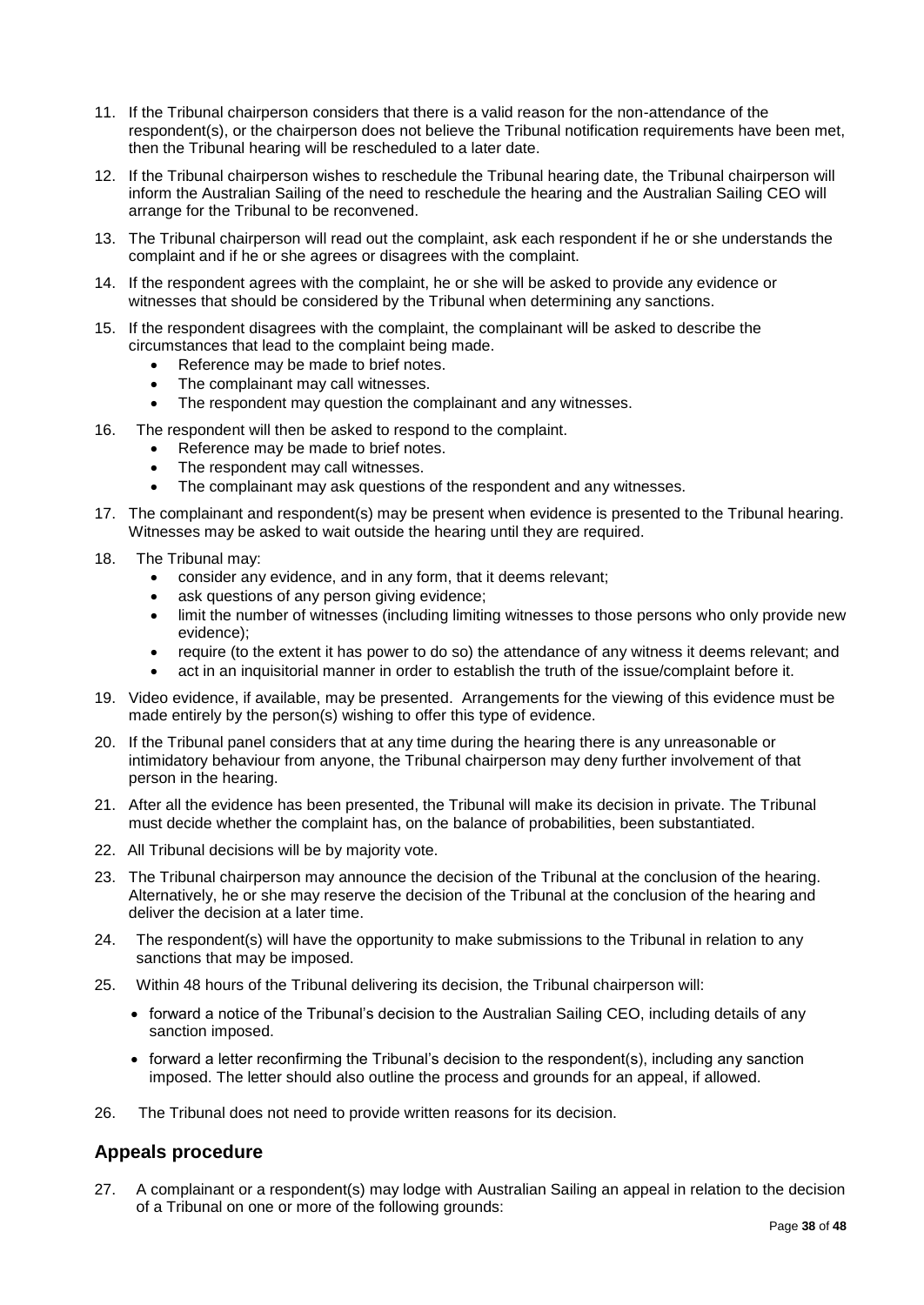11. If the Tribunal chairperson considers that there is a valid reason for the non-attendance of the respondent(s), or the chairperson does not believe the Tribunal notification requirements have been met, then the Tribunal hearing will be rescheduled to a later date.

12. If the Tribunal chairperson wishes to reschedule the Tribunal hearing date, the Tribunal chairperson will inform the Australian Sailing of the need to reschedule the hearing and the Australian Sailing CEO will arrange for the Tribunal to be reconvened.

13. The Tribunal chairperson will read out the complaint, ask each respondent if he or she understands the complaint and if he or she agrees or disagrees with the complaint.

14. If the respondent agrees with the complaint, he or she will be asked to provide any evidence or witnesses that should be considered by the Tribunal when determining any sanctions.

15. If the respondent disagrees with the complaint, the complainant will be asked to describe the circumstances that lead to the complaint being made.
    - Reference may be made to brief notes.
    - The complainant may call witnesses.
    - The respondent may question the complainant and any witnesses.

16. The respondent will then be asked to respond to the complaint.
    - Reference may be made to brief notes.
    - The respondent may call witnesses.
    - The complainant may ask questions of the respondent and any witnesses.

17. The complainant and respondent(s) may be present when evidence is presented to the Tribunal hearing. Witnesses may be asked to wait outside the hearing until they are required.

18. The Tribunal may:
    - consider any evidence, and in any form, that it deems relevant;
    - ask questions of any person giving evidence;
    - limit the number of witnesses (including limiting witnesses to those persons who only provide new evidence);
    - require (to the extent it has power to do so) the attendance of any witness it deems relevant; and
    - act in an inquisitorial manner in order to establish the truth of the issue/complaint before it.

19. Video evidence, if available, may be presented. Arrangements for the viewing of this evidence must be made entirely by the person(s) wishing to offer this type of evidence.

20. If the Tribunal panel considers that at any time during the hearing there is any unreasonable or intimidatory behaviour from anyone, the Tribunal chairperson may deny further involvement of that person in the hearing.

21. After all the evidence has been presented, the Tribunal will make its decision in private. The Tribunal must decide whether the complaint has, on the balance of probabilities, been substantiated.

22. All Tribunal decisions will be by majority vote.

23. The Tribunal chairperson may announce the decision of the Tribunal at the conclusion of the hearing. Alternatively, he or she may reserve the decision of the Tribunal at the conclusion of the hearing and deliver the decision at a later time.

24. The respondent(s) will have the opportunity to make submissions to the Tribunal in relation to any sanctions that may be imposed.

25. Within 48 hours of the Tribunal delivering its decision, the Tribunal chairperson will:

    - forward a notice of the Tribunal's decision to the Australian Sailing CEO, including details of any sanction imposed.

    - forward a letter reconfirming the Tribunal's decision to the respondent(s), including any sanction imposed. The letter should also outline the process and grounds for an appeal, if allowed.

26. The Tribunal does not need to provide written reasons for its decision.

## Appeals procedure

27. A complainant or a respondent(s) may lodge with Australian Sailing an appeal in relation to the decision of a Tribunal on one or more of the following grounds: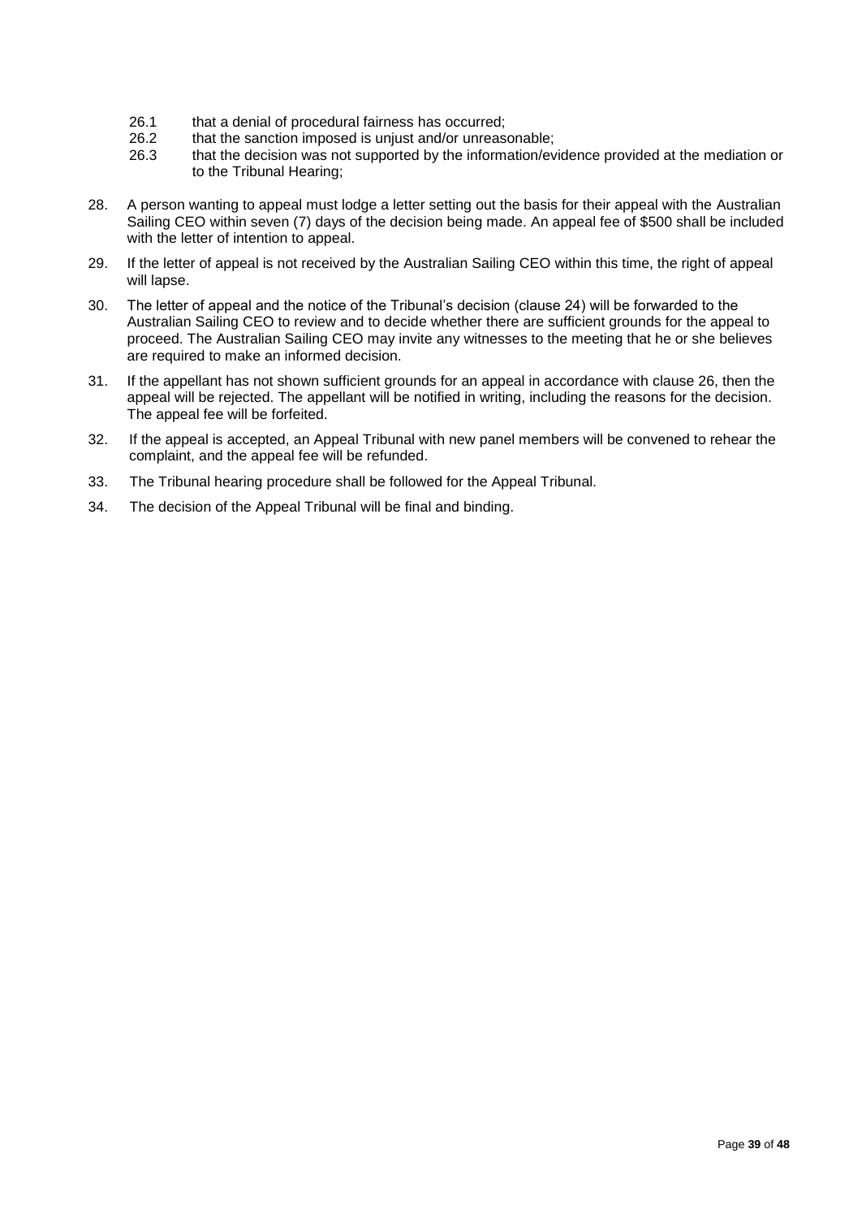26.1 that a denial of procedural fairness has occurred;

26.2 that the sanction imposed is unjust and/or unreasonable;

26.3 that the decision was not supported by the information/evidence provided at the mediation or to the Tribunal Hearing;

28. A person wanting to appeal must lodge a letter setting out the basis for their appeal with the Australian Sailing CEO within seven (7) days of the decision being made. An appeal fee of $500 shall be included with the letter of intention to appeal.

29. If the letter of appeal is not received by the Australian Sailing CEO within this time, the right of appeal will lapse.

30. The letter of appeal and the notice of the Tribunal's decision (clause 24) will be forwarded to the Australian Sailing CEO to review and to decide whether there are sufficient grounds for the appeal to proceed. The Australian Sailing CEO may invite any witnesses to the meeting that he or she believes are required to make an informed decision.

31. If the appellant has not shown sufficient grounds for an appeal in accordance with clause 26, then the appeal will be rejected. The appellant will be notified in writing, including the reasons for the decision. The appeal fee will be forfeited.

32. If the appeal is accepted, an Appeal Tribunal with new panel members will be convened to rehear the complaint, and the appeal fee will be refunded.

33. The Tribunal hearing procedure shall be followed for the Appeal Tribunal.

34. The decision of the Appeal Tribunal will be final and binding.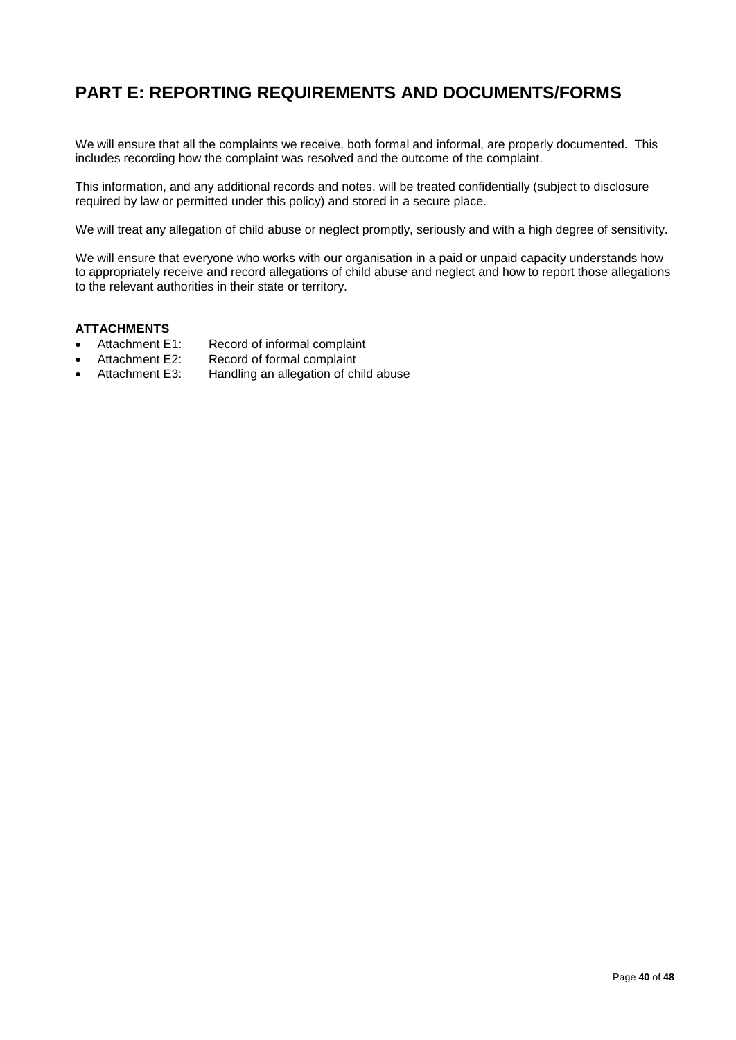# PART E: REPORTING REQUIREMENTS AND DOCUMENTS/FORMS

We will ensure that all the complaints we receive, both formal and informal, are properly documented. This includes recording how the complaint was resolved and the outcome of the complaint.

This information, and any additional records and notes, will be treated confidentially (subject to disclosure required by law or permitted under this policy) and stored in a secure place.

We will treat any allegation of child abuse or neglect promptly, seriously and with a high degree of sensitivity.

We will ensure that everyone who works with our organisation in a paid or unpaid capacity understands how to appropriately receive and record allegations of child abuse and neglect and how to report those allegations to the relevant authorities in their state or territory.

**ATTACHMENTS**

- Attachment E1: Record of informal complaint
- Attachment E2: Record of formal complaint
- Attachment E3: Handling an allegation of child abuse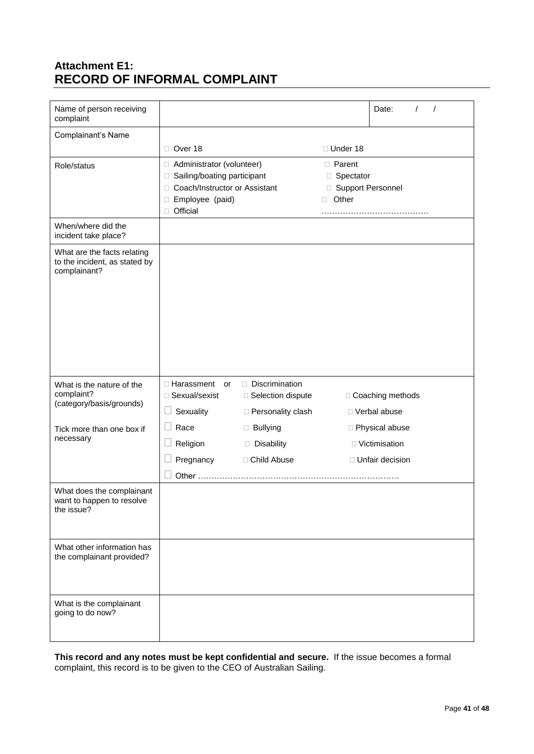## Attachment E1:
## RECORD OF INFORMAL COMPLAINT

| | | |
|---|---|---|
| Name of person receiving complaint | | Date: / / |
| Complainant's Name | ☐ Over 18 ☐ Under 18 | |
| Role/status | ☐ Administrator (volunteer) ☐ Parent<br>☐ Sailing/boating participant ☐ Spectator<br>☐ Coach/Instructor or Assistant ☐ Support Personnel<br>☐ Employee (paid) ☐ Other<br>☐ Official ………………………………… | |
| When/where did the incident take place? | | |
| What are the facts relating to the incident, as stated by complainant? | | |
| What is the nature of the complaint? (category/basis/grounds)<br><br>Tick more than one box if necessary | ☐ Harassment or ☐ Discrimination<br>☐ Sexual/sexist ☐ Selection dispute ☐ Coaching methods<br>☐ Sexuality ☐ Personality clash ☐ Verbal abuse<br>☐ Race ☐ Bullying ☐ Physical abuse<br>☐ Religion ☐ Disability ☐ Victimisation<br>☐ Pregnancy ☐ Child Abuse ☐ Unfair decision<br>☐ Other ………………………………………………………………… | |
| What does the complainant want to happen to resolve the issue? | | |
| What other information has the complainant provided? | | |
| What is the complainant going to do now? | | |

**This record and any notes must be kept confidential and secure.** If the issue becomes a formal complaint, this record is to be given to the CEO of Australian Sailing.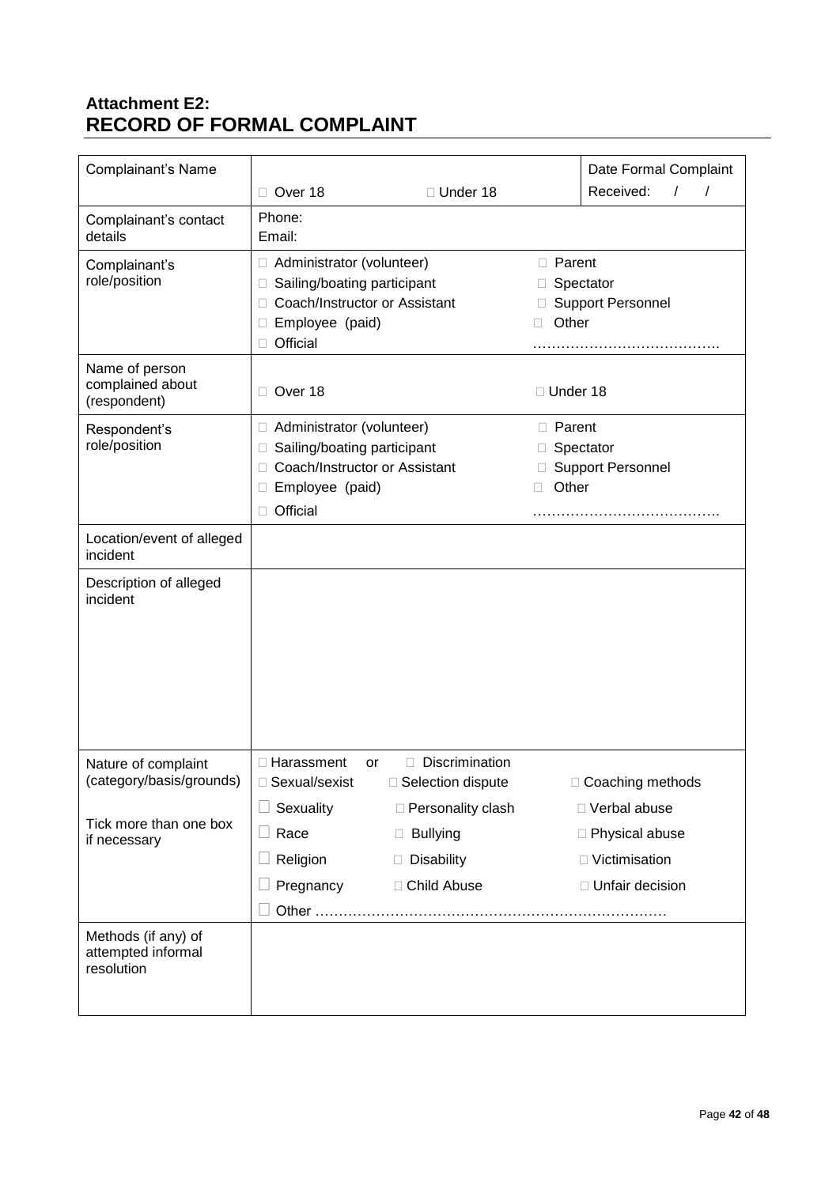## Attachment E2:
## RECORD OF FORMAL COMPLAINT

| Complainant's Name | □ Over 18 □ Under 18 | Date Formal Complaint Received: / / |
|---|---|---|
| Complainant's contact details | Phone:<br>Email: | |
| Complainant's role/position | □ Administrator (volunteer)<br>□ Sailing/boating participant<br>□ Coach/Instructor or Assistant<br>□ Employee (paid)<br>□ Official | □ Parent<br>□ Spectator<br>□ Support Personnel<br>□ Other …………………………………. |
| Name of person complained about (respondent) | □ Over 18 | □ Under 18 |
| Respondent's role/position | □ Administrator (volunteer)<br>□ Sailing/boating participant<br>□ Coach/Instructor or Assistant<br>□ Employee (paid)<br>□ Official | □ Parent<br>□ Spectator<br>□ Support Personnel<br>□ Other …………………………………. |
| Location/event of alleged incident | | |
| Description of alleged incident | | |
| Nature of complaint (category/basis/grounds)<br><br>Tick more than one box if necessary | □ Harassment or □ Discrimination<br>□ Sexual/sexist □ Selection dispute<br>□ Sexuality □ Personality clash<br>□ Race □ Bullying<br>□ Religion □ Disability<br>□ Pregnancy □ Child Abuse<br>□ Other ……………………………………………………………… | □ Coaching methods<br>□ Verbal abuse<br>□ Physical abuse<br>□ Victimisation<br>□ Unfair decision |
| Methods (if any) of attempted informal resolution | | |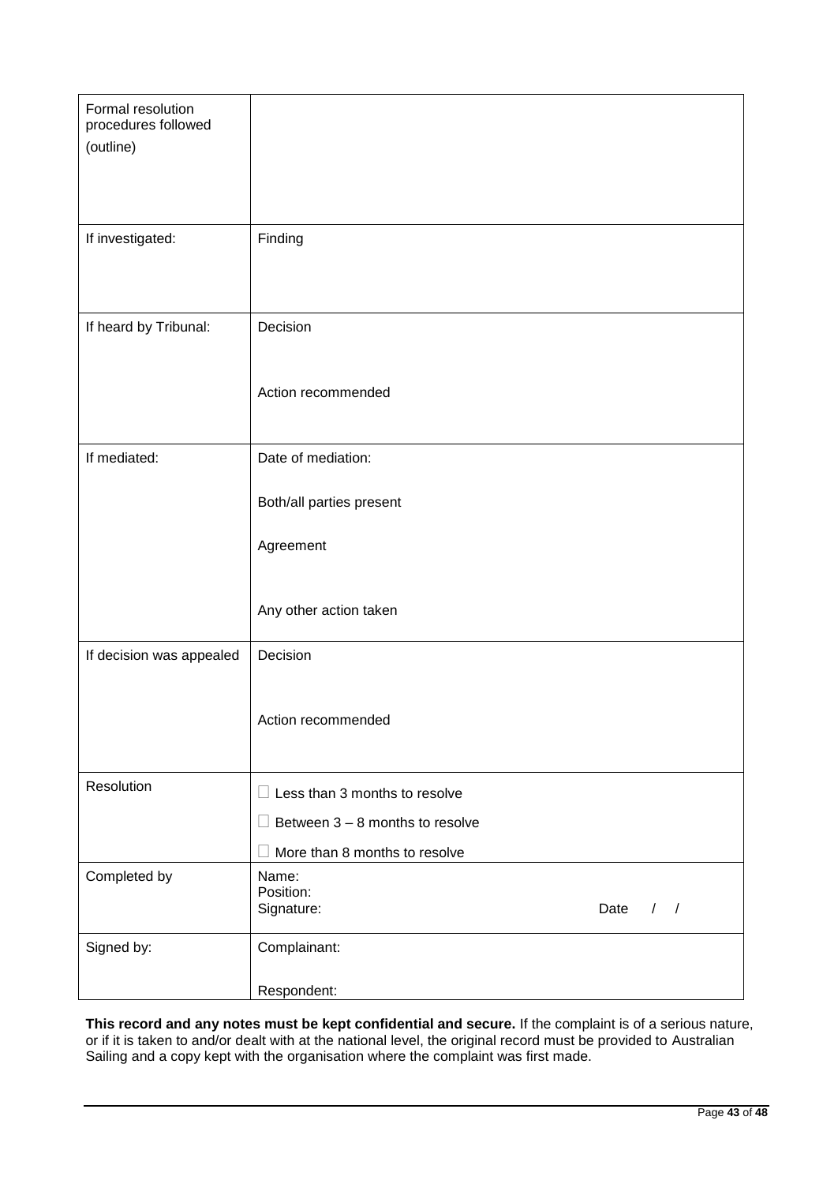| Formal resolution procedures followed (outline) | |
|---|---|
| If investigated: | Finding |
| If heard by Tribunal: | Decision<br><br>Action recommended |
| If mediated: | Date of mediation:<br><br>Both/all parties present<br><br>Agreement<br><br>Any other action taken |
| If decision was appealed | Decision<br><br>Action recommended |
| Resolution | ☐ Less than 3 months to resolve<br>☐ Between 3 – 8 months to resolve<br>☐ More than 8 months to resolve |
| Completed by | Name:<br>Position:<br>Signature: Date / / |
| Signed by: | Complainant:<br><br>Respondent: |

**This record and any notes must be kept confidential and secure.** If the complaint is of a serious nature, or if it is taken to and/or dealt with at the national level, the original record must be provided to Australian Sailing and a copy kept with the organisation where the complaint was first made.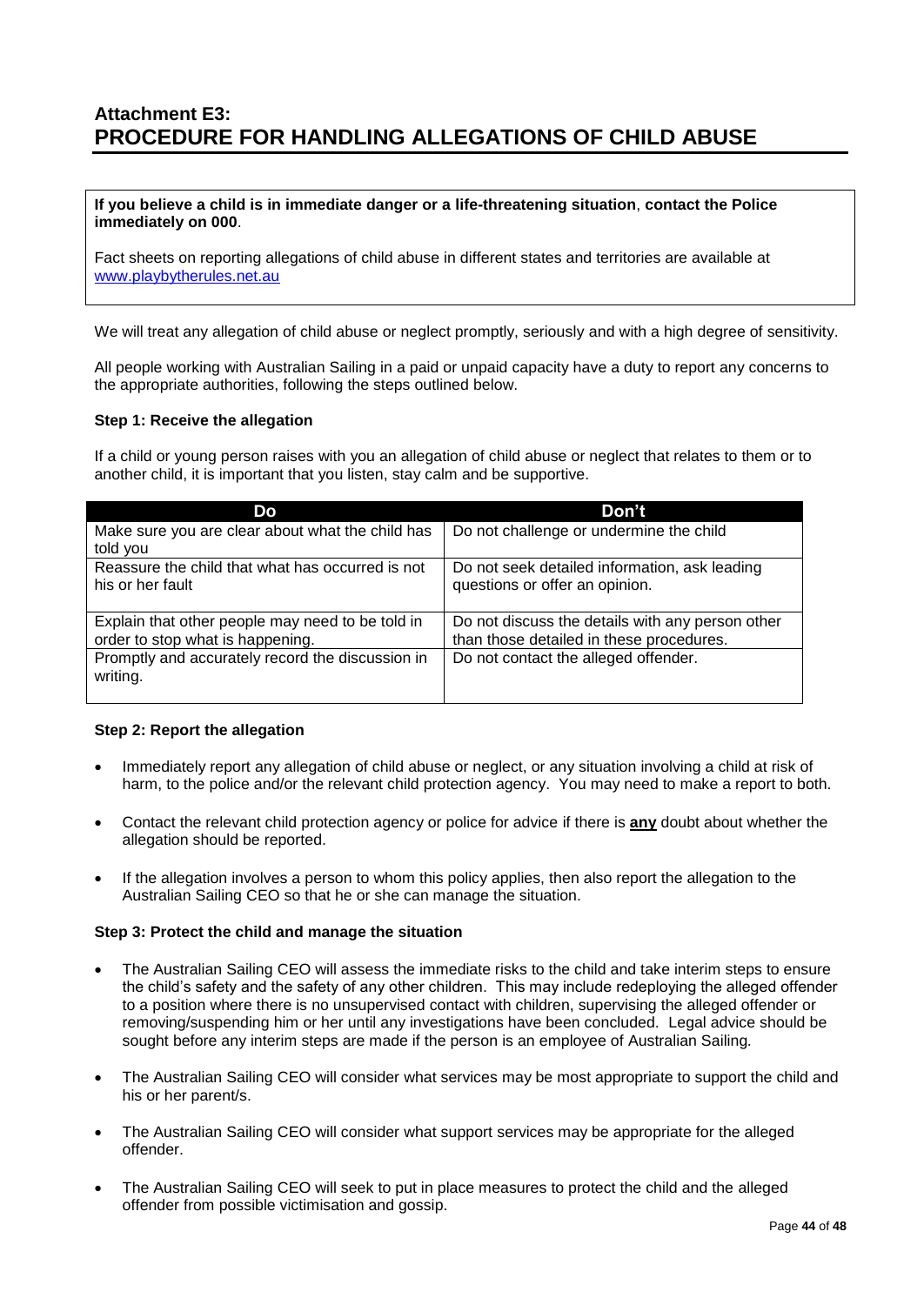## Attachment E3: PROCEDURE FOR HANDLING ALLEGATIONS OF CHILD ABUSE

**If you believe a child is in immediate danger or a life-threatening situation**, **contact the Police immediately on 000**.

Fact sheets on reporting allegations of child abuse in different states and territories are available at www.playbytherules.net.au

We will treat any allegation of child abuse or neglect promptly, seriously and with a high degree of sensitivity.

All people working with Australian Sailing in a paid or unpaid capacity have a duty to report any concerns to the appropriate authorities, following the steps outlined below.

**Step 1: Receive the allegation**

If a child or young person raises with you an allegation of child abuse or neglect that relates to them or to another child, it is important that you listen, stay calm and be supportive.

| Do | Don't |
|---|---|
| Make sure you are clear about what the child has told you | Do not challenge or undermine the child |
| Reassure the child that what has occurred is not his or her fault | Do not seek detailed information, ask leading questions or offer an opinion. |
| Explain that other people may need to be told in order to stop what is happening. | Do not discuss the details with any person other than those detailed in these procedures. |
| Promptly and accurately record the discussion in writing. | Do not contact the alleged offender. |

**Step 2: Report the allegation**

- Immediately report any allegation of child abuse or neglect, or any situation involving a child at risk of harm, to the police and/or the relevant child protection agency. You may need to make a report to both.
- Contact the relevant child protection agency or police for advice if there is **any** doubt about whether the allegation should be reported.
- If the allegation involves a person to whom this policy applies, then also report the allegation to the Australian Sailing CEO so that he or she can manage the situation.

**Step 3: Protect the child and manage the situation**

- The Australian Sailing CEO will assess the immediate risks to the child and take interim steps to ensure the child's safety and the safety of any other children. This may include redeploying the alleged offender to a position where there is no unsupervised contact with children, supervising the alleged offender or removing/suspending him or her until any investigations have been concluded. Legal advice should be sought before any interim steps are made if the person is an employee of Australian Sailing.
- The Australian Sailing CEO will consider what services may be most appropriate to support the child and his or her parent/s.
- The Australian Sailing CEO will consider what support services may be appropriate for the alleged offender.
- The Australian Sailing CEO will seek to put in place measures to protect the child and the alleged offender from possible victimisation and gossip.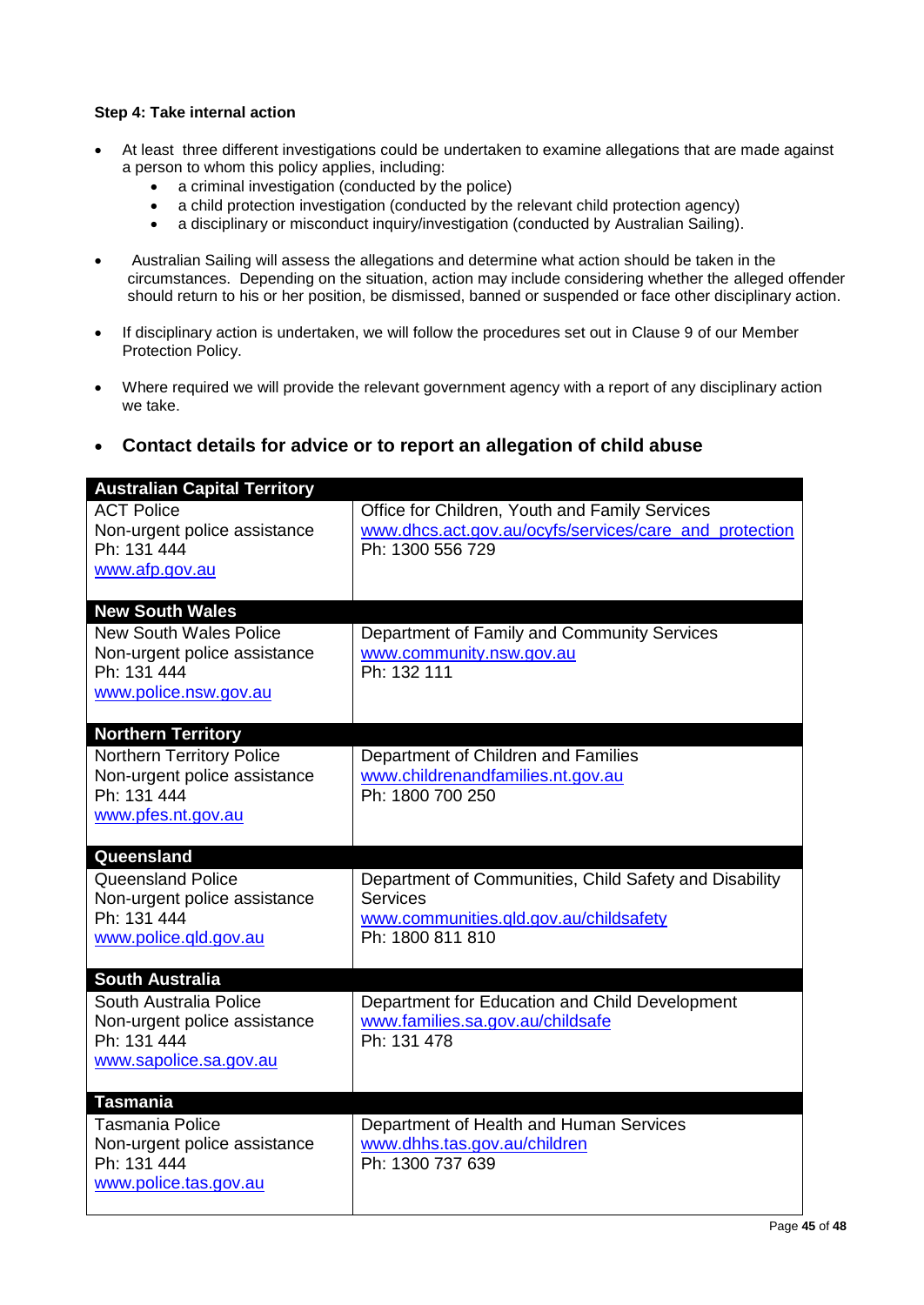**Step 4: Take internal action**

- At least three different investigations could be undertaken to examine allegations that are made against a person to whom this policy applies, including:
    - a criminal investigation (conducted by the police)
    - a child protection investigation (conducted by the relevant child protection agency)
    - a disciplinary or misconduct inquiry/investigation (conducted by Australian Sailing).
- Australian Sailing will assess the allegations and determine what action should be taken in the circumstances. Depending on the situation, action may include considering whether the alleged offender should return to his or her position, be dismissed, banned or suspended or face other disciplinary action.
- If disciplinary action is undertaken, we will follow the procedures set out in Clause 9 of our Member Protection Policy.
- Where required we will provide the relevant government agency with a report of any disciplinary action we take.

- **Contact details for advice or to report an allegation of child abuse**

| **Australian Capital Territory** | |
|---|---|
| ACT Police<br>Non-urgent police assistance<br>Ph: 131 444<br>www.afp.gov.au | Office for Children, Youth and Family Services<br>www.dhcs.act.gov.au/ocyfs/services/care_and_protection<br>Ph: 1300 556 729 |
| **New South Wales** | |
| New South Wales Police<br>Non-urgent police assistance<br>Ph: 131 444<br>www.police.nsw.gov.au | Department of Family and Community Services<br>www.community.nsw.gov.au<br>Ph: 132 111 |
| **Northern Territory** | |
| Northern Territory Police<br>Non-urgent police assistance<br>Ph: 131 444<br>www.pfes.nt.gov.au | Department of Children and Families<br>www.childrenandfamilies.nt.gov.au<br>Ph: 1800 700 250 |
| **Queensland** | |
| Queensland Police<br>Non-urgent police assistance<br>Ph: 131 444<br>www.police.qld.gov.au | Department of Communities, Child Safety and Disability Services<br>www.communities.qld.gov.au/childsafety<br>Ph: 1800 811 810 |
| **South Australia** | |
| South Australia Police<br>Non-urgent police assistance<br>Ph: 131 444<br>www.sapolice.sa.gov.au | Department for Education and Child Development<br>www.families.sa.gov.au/childsafe<br>Ph: 131 478 |
| **Tasmania** | |
| Tasmania Police<br>Non-urgent police assistance<br>Ph: 131 444<br>www.police.tas.gov.au | Department of Health and Human Services<br>www.dhhs.tas.gov.au/children<br>Ph: 1300 737 639 |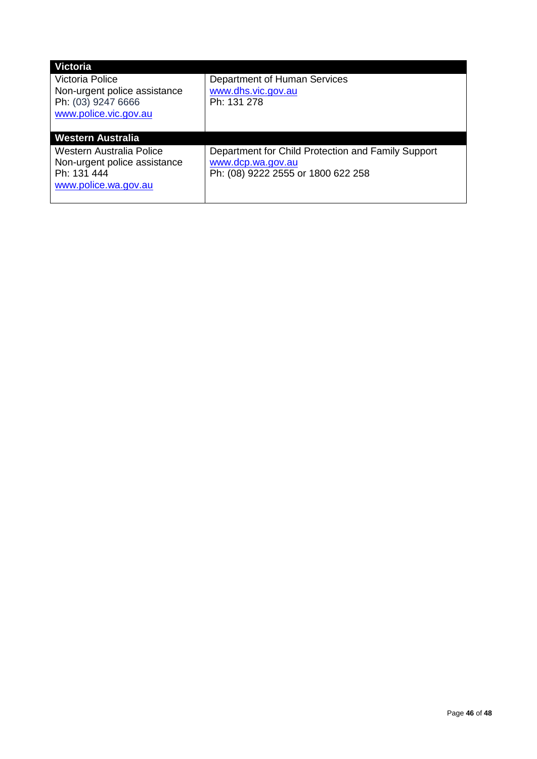| Victoria | |
|---|---|
| Victoria Police<br>Non-urgent police assistance<br>Ph: (03) 9247 6666<br>www.police.vic.gov.au | Department of Human Services<br>www.dhs.vic.gov.au<br>Ph: 131 278 |
| **Western Australia** | |
| Western Australia Police<br>Non-urgent police assistance<br>Ph: 131 444<br>www.police.wa.gov.au | Department for Child Protection and Family Support<br>www.dcp.wa.gov.au<br>Ph: (08) 9222 2555 or 1800 622 258 |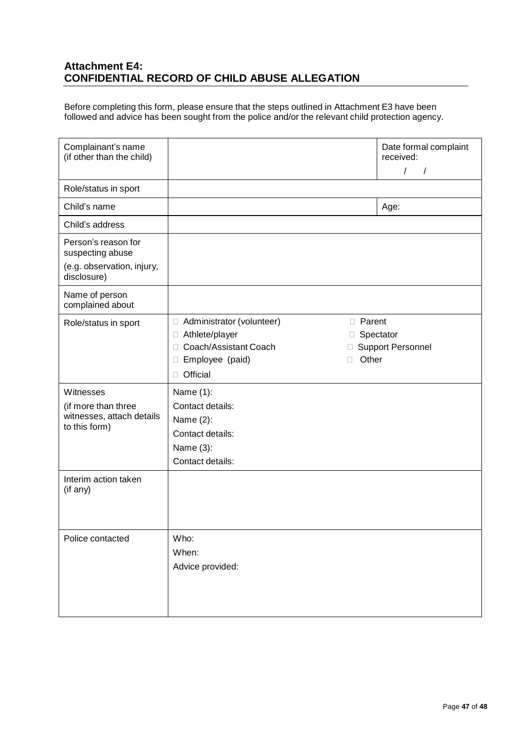### Attachment E4:
### CONFIDENTIAL RECORD OF CHILD ABUSE ALLEGATION

Before completing this form, please ensure that the steps outlined in Attachment E3 have been followed and advice has been sought from the police and/or the relevant child protection agency.

| | | |
|---|---|---|
| Complainant's name (if other than the child) | | Date formal complaint received: / / |
| Role/status in sport | | |
| Child's name | | Age: |
| Child's address | | |
| Person's reason for suspecting abuse (e.g. observation, injury, disclosure) | | |
| Name of person complained about | | |
| Role/status in sport | ☐ Administrator (volunteer)<br>☐ Athlete/player<br>☐ Coach/Assistant Coach<br>☐ Employee (paid)<br>☐ Official | ☐ Parent<br>☐ Spectator<br>☐ Support Personnel<br>☐ Other |
| Witnesses (if more than three witnesses, attach details to this form) | Name (1):<br>Contact details:<br>Name (2):<br>Contact details:<br>Name (3):<br>Contact details: | |
| Interim action taken (if any) | | |
| Police contacted | Who:<br>When:<br>Advice provided: | |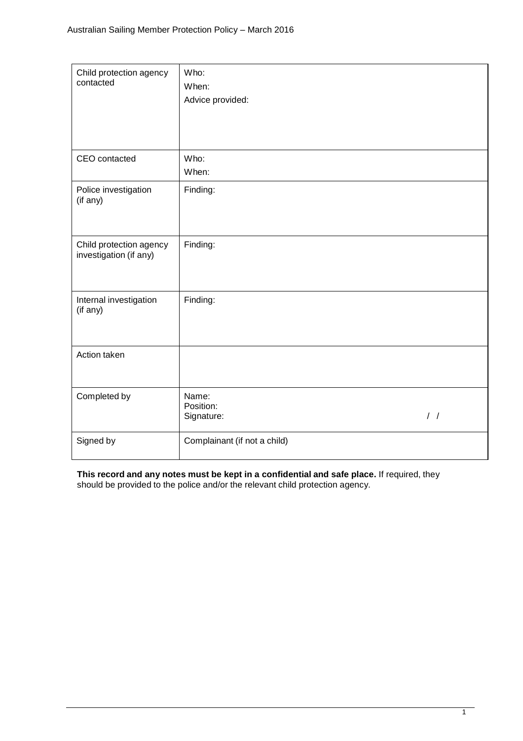| | |
|---|---|
| Child protection agency contacted | Who:<br>When:<br>Advice provided: |
| CEO contacted | Who:<br>When: |
| Police investigation (if any) | Finding: |
| Child protection agency investigation (if any) | Finding: |
| Internal investigation (if any) | Finding: |
| Action taken | |
| Completed by | Name:<br>Position:<br>Signature: / / |
| Signed by | Complainant (if not a child) |

**This record and any notes must be kept in a confidential and safe place.** If required, they should be provided to the police and/or the relevant child protection agency.